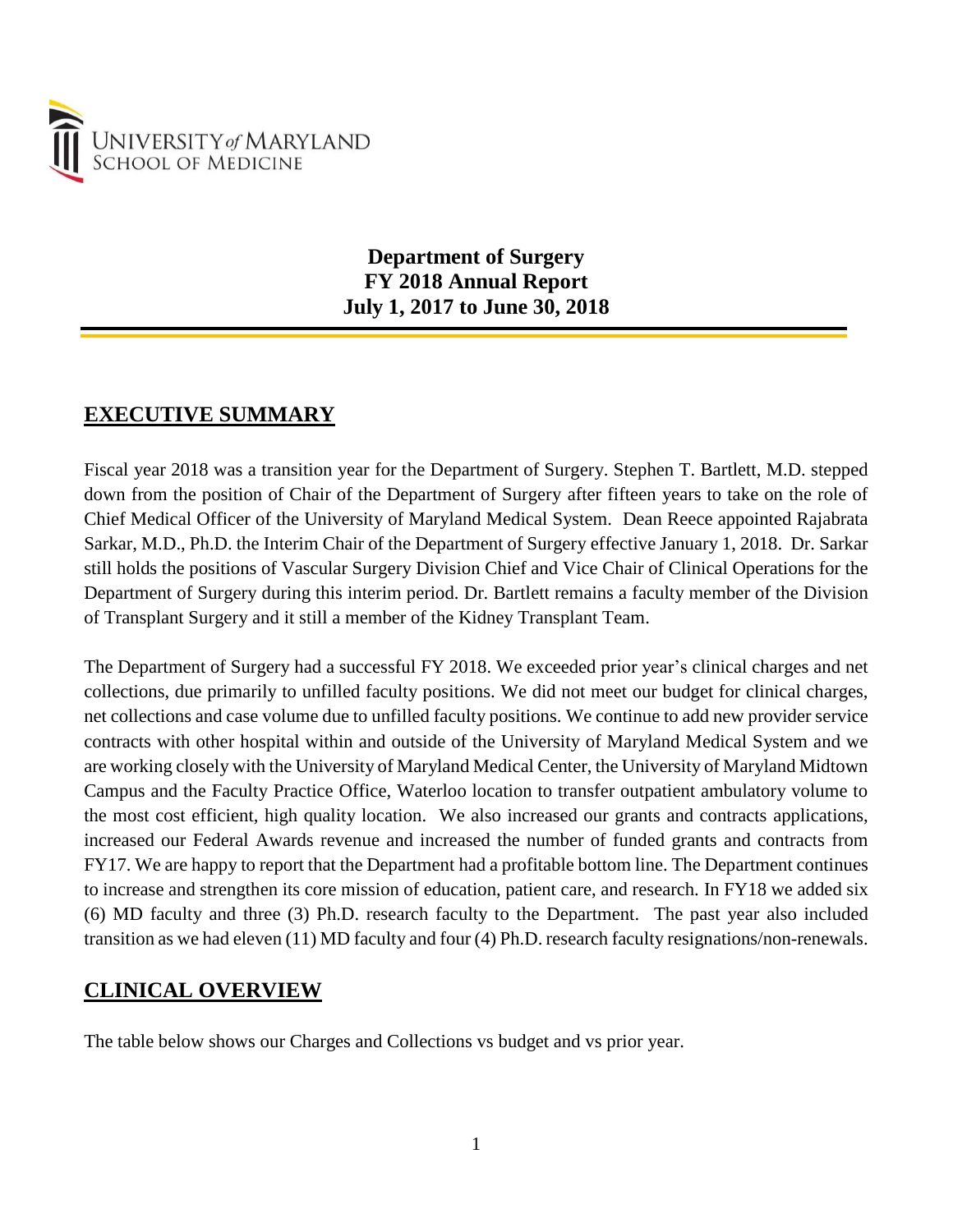UNIVERSITY *of* MARYLAND
SCHOOL OF MEDICINE

**Department of Surgery**
**FY 2018 Annual Report**
**July 1, 2017 to June 30, 2018**

## EXECUTIVE SUMMARY

Fiscal year 2018 was a transition year for the Department of Surgery. Stephen T. Bartlett, M.D. stepped down from the position of Chair of the Department of Surgery after fifteen years to take on the role of Chief Medical Officer of the University of Maryland Medical System. Dean Reece appointed Rajabrata Sarkar, M.D., Ph.D. the Interim Chair of the Department of Surgery effective January 1, 2018. Dr. Sarkar still holds the positions of Vascular Surgery Division Chief and Vice Chair of Clinical Operations for the Department of Surgery during this interim period. Dr. Bartlett remains a faculty member of the Division of Transplant Surgery and it still a member of the Kidney Transplant Team.

The Department of Surgery had a successful FY 2018. We exceeded prior year's clinical charges and net collections, due primarily to unfilled faculty positions. We did not meet our budget for clinical charges, net collections and case volume due to unfilled faculty positions. We continue to add new provider service contracts with other hospital within and outside of the University of Maryland Medical System and we are working closely with the University of Maryland Medical Center, the University of Maryland Midtown Campus and the Faculty Practice Office, Waterloo location to transfer outpatient ambulatory volume to the most cost efficient, high quality location. We also increased our grants and contracts applications, increased our Federal Awards revenue and increased the number of funded grants and contracts from FY17. We are happy to report that the Department had a profitable bottom line. The Department continues to increase and strengthen its core mission of education, patient care, and research. In FY18 we added six (6) MD faculty and three (3) Ph.D. research faculty to the Department. The past year also included transition as we had eleven (11) MD faculty and four (4) Ph.D. research faculty resignations/non-renewals.

## CLINICAL OVERVIEW

The table below shows our Charges and Collections vs budget and vs prior year.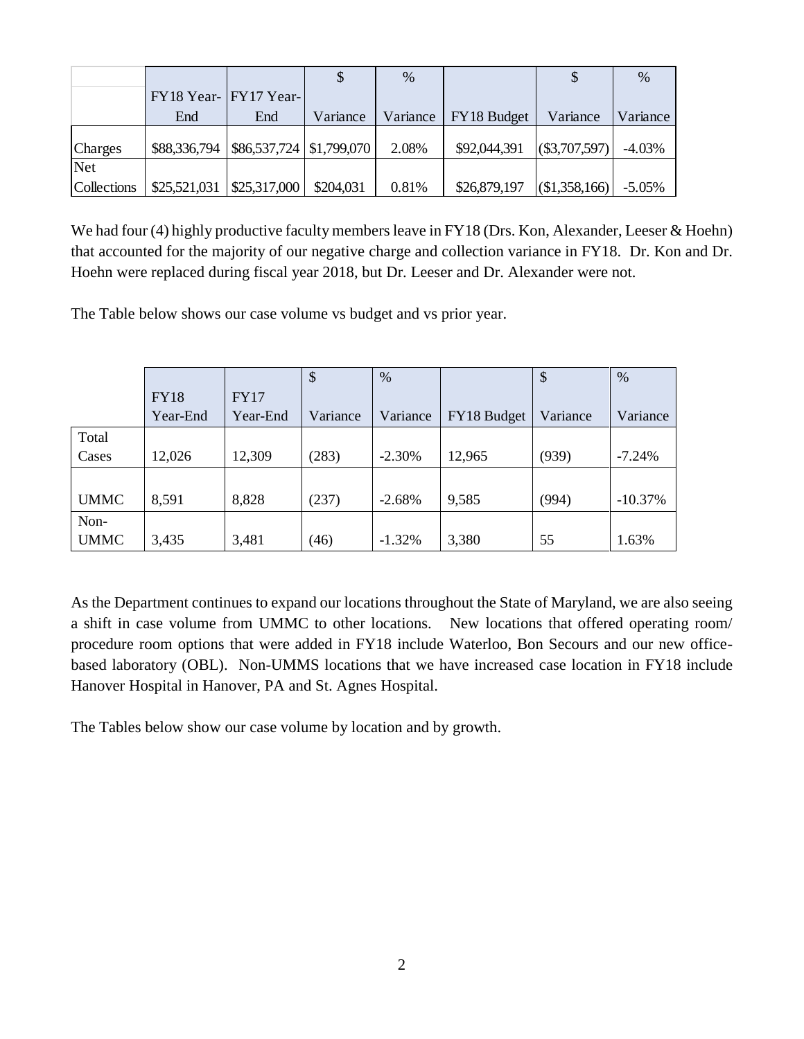| | FY18 Year-End | FY17 Year-End | $ Variance | % Variance | FY18 Budget | $ Variance | % Variance |
|---|---|---|---|---|---|---|---|
| Charges | $88,336,794 | $86,537,724 | $1,799,070 | 2.08% | $92,044,391 | ($3,707,597) | -4.03% |
| Net Collections | $25,521,031 | $25,317,000 | $204,031 | 0.81% | $26,879,197 | ($1,358,166) | -5.05% |

We had four (4) highly productive faculty members leave in FY18 (Drs. Kon, Alexander, Leeser & Hoehn) that accounted for the majority of our negative charge and collection variance in FY18. Dr. Kon and Dr. Hoehn were replaced during fiscal year 2018, but Dr. Leeser and Dr. Alexander were not.

The Table below shows our case volume vs budget and vs prior year.

| | FY18 Year-End | FY17 Year-End | $ Variance | % Variance | FY18 Budget | $ Variance | % Variance |
|---|---|---|---|---|---|---|---|
| Total Cases | 12,026 | 12,309 | (283) | -2.30% | 12,965 | (939) | -7.24% |
| UMMC | 8,591 | 8,828 | (237) | -2.68% | 9,585 | (994) | -10.37% |
| Non-UMMC | 3,435 | 3,481 | (46) | -1.32% | 3,380 | 55 | 1.63% |

As the Department continues to expand our locations throughout the State of Maryland, we are also seeing a shift in case volume from UMMC to other locations. New locations that offered operating room/ procedure room options that were added in FY18 include Waterloo, Bon Secours and our new office-based laboratory (OBL). Non-UMMS locations that we have increased case location in FY18 include Hanover Hospital in Hanover, PA and St. Agnes Hospital.

The Tables below show our case volume by location and by growth.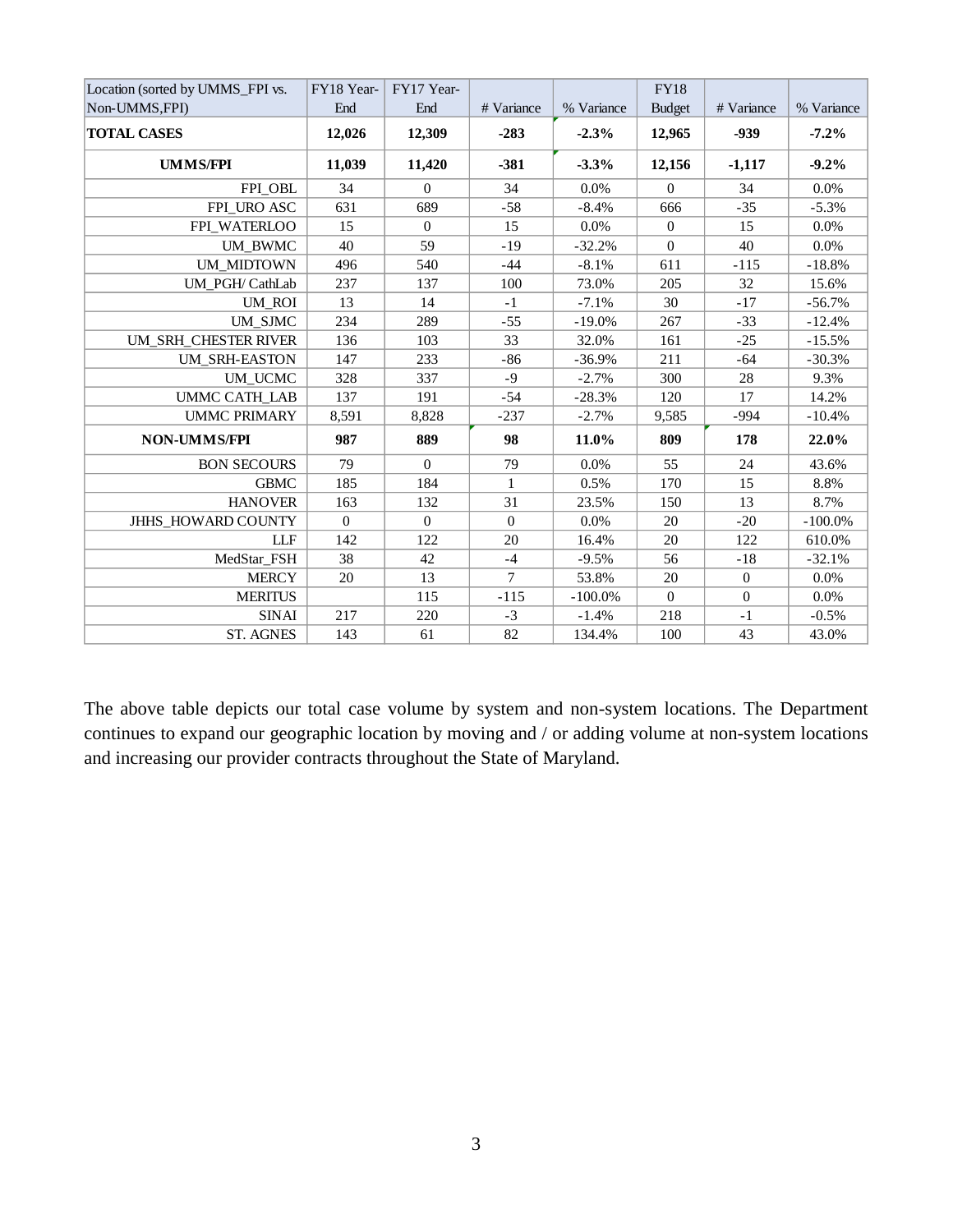| Location (sorted by UMMS_FPI vs. Non-UMMS,FPI) | FY18 Year-End | FY17 Year-End | # Variance | % Variance | FY18 Budget | # Variance | % Variance |
|---|---|---|---|---|---|---|---|
| **TOTAL CASES** | **12,026** | **12,309** | **-283** | **-2.3%** | **12,965** | **-939** | **-7.2%** |
| **UMMS/FPI** | **11,039** | **11,420** | **-381** | **-3.3%** | **12,156** | **-1,117** | **-9.2%** |
| FPI_OBL | 34 | 0 | 34 | 0.0% | 0 | 34 | 0.0% |
| FPI_URO ASC | 631 | 689 | -58 | -8.4% | 666 | -35 | -5.3% |
| FPI_WATERLOO | 15 | 0 | 15 | 0.0% | 0 | 15 | 0.0% |
| UM_BWMC | 40 | 59 | -19 | -32.2% | 0 | 40 | 0.0% |
| UM_MIDTOWN | 496 | 540 | -44 | -8.1% | 611 | -115 | -18.8% |
| UM_PGH/ CathLab | 237 | 137 | 100 | 73.0% | 205 | 32 | 15.6% |
| UM_ROI | 13 | 14 | -1 | -7.1% | 30 | -17 | -56.7% |
| UM_SJMC | 234 | 289 | -55 | -19.0% | 267 | -33 | -12.4% |
| UM_SRH_CHESTER RIVER | 136 | 103 | 33 | 32.0% | 161 | -25 | -15.5% |
| UM_SRH-EASTON | 147 | 233 | -86 | -36.9% | 211 | -64 | -30.3% |
| UM_UCMC | 328 | 337 | -9 | -2.7% | 300 | 28 | 9.3% |
| UMMC CATH_LAB | 137 | 191 | -54 | -28.3% | 120 | 17 | 14.2% |
| UMMC PRIMARY | 8,591 | 8,828 | -237 | -2.7% | 9,585 | -994 | -10.4% |
| **NON-UMMS/FPI** | **987** | **889** | **98** | **11.0%** | **809** | **178** | **22.0%** |
| BON SECOURS | 79 | 0 | 79 | 0.0% | 55 | 24 | 43.6% |
| GBMC | 185 | 184 | 1 | 0.5% | 170 | 15 | 8.8% |
| HANOVER | 163 | 132 | 31 | 23.5% | 150 | 13 | 8.7% |
| JHHS_HOWARD COUNTY | 0 | 0 | 0 | 0.0% | 20 | -20 | -100.0% |
| LLF | 142 | 122 | 20 | 16.4% | 20 | 122 | 610.0% |
| MedStar_FSH | 38 | 42 | -4 | -9.5% | 56 | -18 | -32.1% |
| MERCY | 20 | 13 | 7 | 53.8% | 20 | 0 | 0.0% |
| MERITUS | | 115 | -115 | -100.0% | 0 | 0 | 0.0% |
| SINAI | 217 | 220 | -3 | -1.4% | 218 | -1 | -0.5% |
| ST. AGNES | 143 | 61 | 82 | 134.4% | 100 | 43 | 43.0% |

The above table depicts our total case volume by system and non-system locations. The Department continues to expand our geographic location by moving and / or adding volume at non-system locations and increasing our provider contracts throughout the State of Maryland.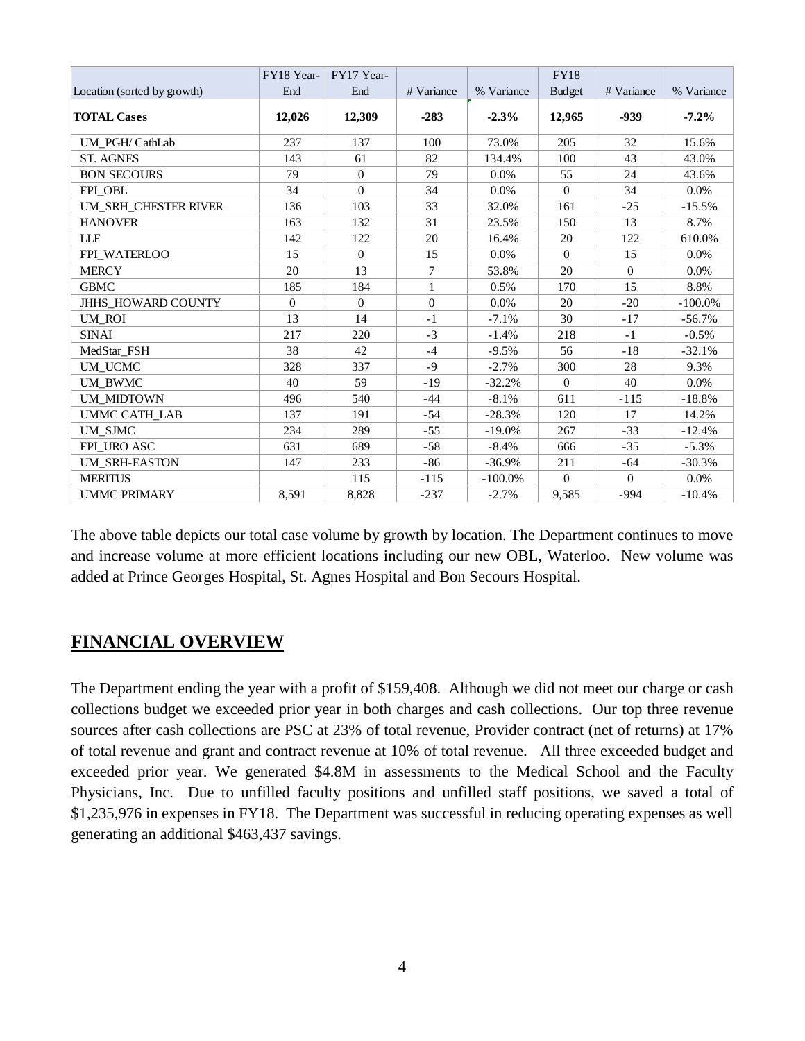| Location (sorted by growth) | FY18 Year-End | FY17 Year-End | # Variance | % Variance | FY18 Budget | # Variance | % Variance |
|---|---|---|---|---|---|---|---|
| **TOTAL Cases** | **12,026** | **12,309** | **-283** | **-2.3%** | **12,965** | **-939** | **-7.2%** |
| UM_PGH/ CathLab | 237 | 137 | 100 | 73.0% | 205 | 32 | 15.6% |
| ST. AGNES | 143 | 61 | 82 | 134.4% | 100 | 43 | 43.0% |
| BON SECOURS | 79 | 0 | 79 | 0.0% | 55 | 24 | 43.6% |
| FPI_OBL | 34 | 0 | 34 | 0.0% | 0 | 34 | 0.0% |
| UM_SRH_CHESTER RIVER | 136 | 103 | 33 | 32.0% | 161 | -25 | -15.5% |
| HANOVER | 163 | 132 | 31 | 23.5% | 150 | 13 | 8.7% |
| LLF | 142 | 122 | 20 | 16.4% | 20 | 122 | 610.0% |
| FPI_WATERLOO | 15 | 0 | 15 | 0.0% | 0 | 15 | 0.0% |
| MERCY | 20 | 13 | 7 | 53.8% | 20 | 0 | 0.0% |
| GBMC | 185 | 184 | 1 | 0.5% | 170 | 15 | 8.8% |
| JHHS_HOWARD COUNTY | 0 | 0 | 0 | 0.0% | 20 | -20 | -100.0% |
| UM_ROI | 13 | 14 | -1 | -7.1% | 30 | -17 | -56.7% |
| SINAI | 217 | 220 | -3 | -1.4% | 218 | -1 | -0.5% |
| MedStar_FSH | 38 | 42 | -4 | -9.5% | 56 | -18 | -32.1% |
| UM_UCMC | 328 | 337 | -9 | -2.7% | 300 | 28 | 9.3% |
| UM_BWMC | 40 | 59 | -19 | -32.2% | 0 | 40 | 0.0% |
| UM_MIDTOWN | 496 | 540 | -44 | -8.1% | 611 | -115 | -18.8% |
| UMMC CATH_LAB | 137 | 191 | -54 | -28.3% | 120 | 17 | 14.2% |
| UM_SJMC | 234 | 289 | -55 | -19.0% | 267 | -33 | -12.4% |
| FPI_URO ASC | 631 | 689 | -58 | -8.4% | 666 | -35 | -5.3% |
| UM_SRH-EASTON | 147 | 233 | -86 | -36.9% | 211 | -64 | -30.3% |
| MERITUS | | 115 | -115 | -100.0% | 0 | 0 | 0.0% |
| UMMC PRIMARY | 8,591 | 8,828 | -237 | -2.7% | 9,585 | -994 | -10.4% |

The above table depicts our total case volume by growth by location. The Department continues to move and increase volume at more efficient locations including our new OBL, Waterloo. New volume was added at Prince Georges Hospital, St. Agnes Hospital and Bon Secours Hospital.

## FINANCIAL OVERVIEW

The Department ending the year with a profit of $159,408. Although we did not meet our charge or cash collections budget we exceeded prior year in both charges and cash collections. Our top three revenue sources after cash collections are PSC at 23% of total revenue, Provider contract (net of returns) at 17% of total revenue and grant and contract revenue at 10% of total revenue. All three exceeded budget and exceeded prior year. We generated $4.8M in assessments to the Medical School and the Faculty Physicians, Inc. Due to unfilled faculty positions and unfilled staff positions, we saved a total of $1,235,976 in expenses in FY18. The Department was successful in reducing operating expenses as well generating an additional $463,437 savings.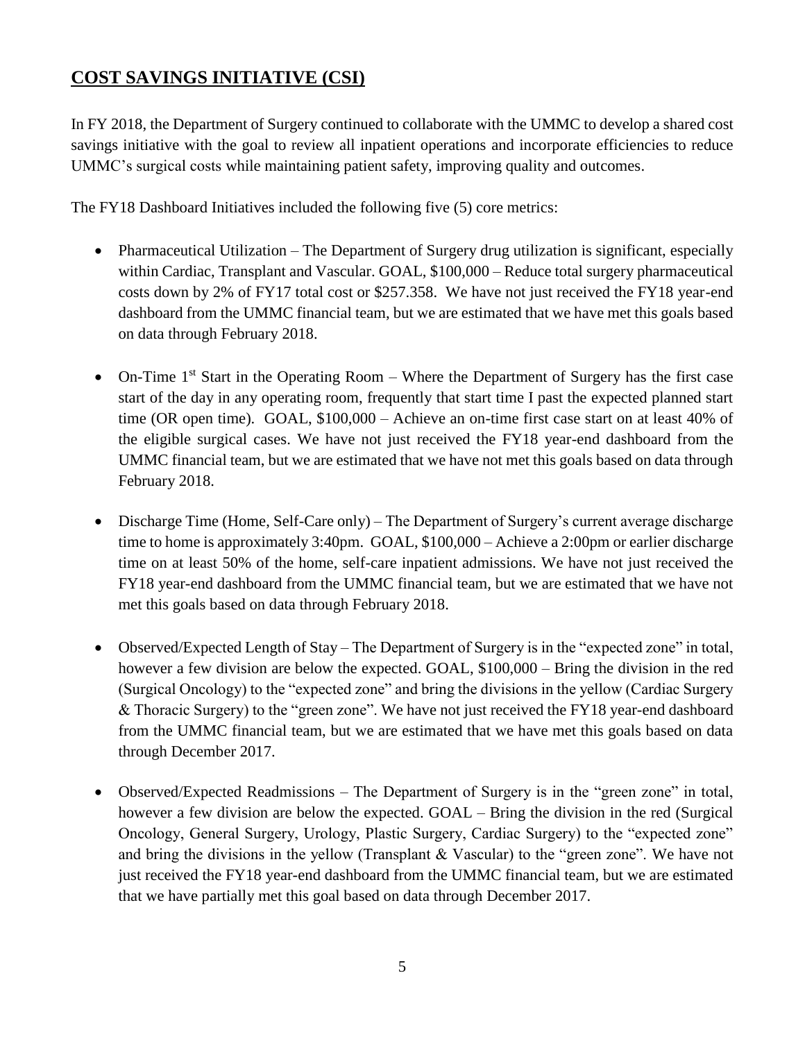## **COST SAVINGS INITIATIVE (CSI)**

In FY 2018, the Department of Surgery continued to collaborate with the UMMC to develop a shared cost savings initiative with the goal to review all inpatient operations and incorporate efficiencies to reduce UMMC's surgical costs while maintaining patient safety, improving quality and outcomes.

The FY18 Dashboard Initiatives included the following five (5) core metrics:

- Pharmaceutical Utilization – The Department of Surgery drug utilization is significant, especially within Cardiac, Transplant and Vascular. GOAL, $100,000 – Reduce total surgery pharmaceutical costs down by 2% of FY17 total cost or $257.358. We have not just received the FY18 year-end dashboard from the UMMC financial team, but we are estimated that we have met this goals based on data through February 2018.

- On-Time 1st Start in the Operating Room – Where the Department of Surgery has the first case start of the day in any operating room, frequently that start time I past the expected planned start time (OR open time). GOAL, $100,000 – Achieve an on-time first case start on at least 40% of the eligible surgical cases. We have not just received the FY18 year-end dashboard from the UMMC financial team, but we are estimated that we have not met this goals based on data through February 2018.

- Discharge Time (Home, Self-Care only) – The Department of Surgery's current average discharge time to home is approximately 3:40pm. GOAL, $100,000 – Achieve a 2:00pm or earlier discharge time on at least 50% of the home, self-care inpatient admissions. We have not just received the FY18 year-end dashboard from the UMMC financial team, but we are estimated that we have not met this goals based on data through February 2018.

- Observed/Expected Length of Stay – The Department of Surgery is in the "expected zone" in total, however a few division are below the expected. GOAL, $100,000 – Bring the division in the red (Surgical Oncology) to the "expected zone" and bring the divisions in the yellow (Cardiac Surgery & Thoracic Surgery) to the "green zone". We have not just received the FY18 year-end dashboard from the UMMC financial team, but we are estimated that we have met this goals based on data through December 2017.

- Observed/Expected Readmissions – The Department of Surgery is in the "green zone" in total, however a few division are below the expected. GOAL – Bring the division in the red (Surgical Oncology, General Surgery, Urology, Plastic Surgery, Cardiac Surgery) to the "expected zone" and bring the divisions in the yellow (Transplant & Vascular) to the "green zone". We have not just received the FY18 year-end dashboard from the UMMC financial team, but we are estimated that we have partially met this goal based on data through December 2017.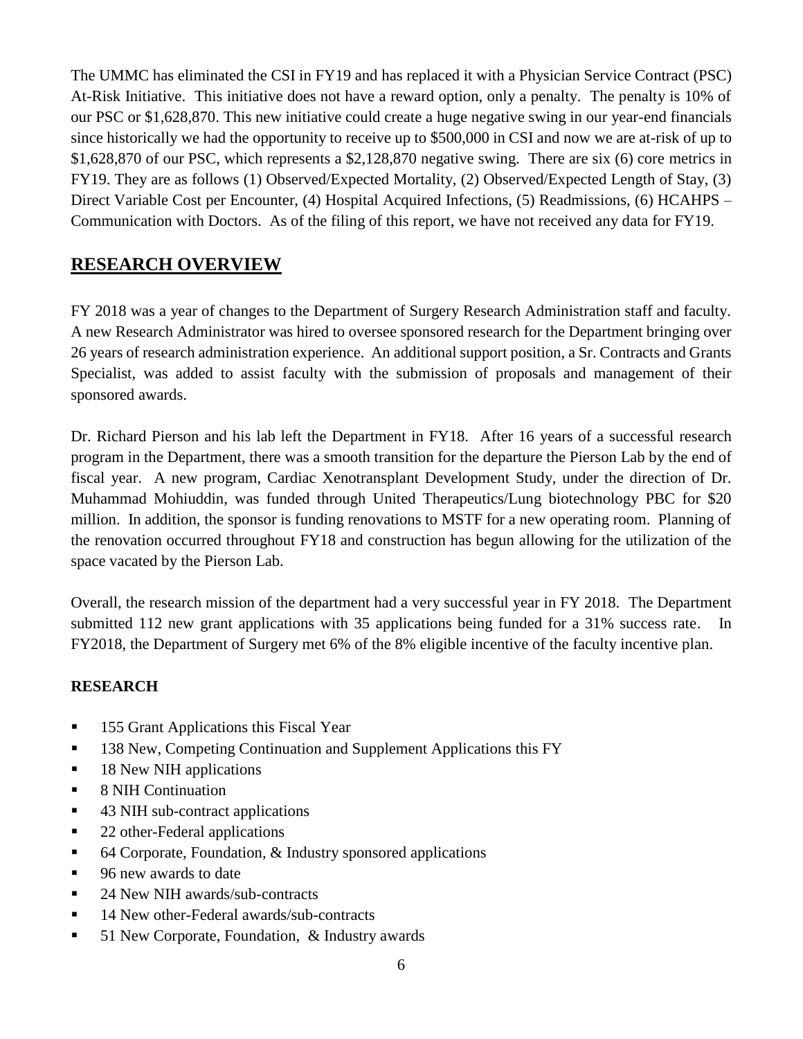The UMMC has eliminated the CSI in FY19 and has replaced it with a Physician Service Contract (PSC) At-Risk Initiative. This initiative does not have a reward option, only a penalty. The penalty is 10% of our PSC or $1,628,870. This new initiative could create a huge negative swing in our year-end financials since historically we had the opportunity to receive up to $500,000 in CSI and now we are at-risk of up to $1,628,870 of our PSC, which represents a $2,128,870 negative swing. There are six (6) core metrics in FY19. They are as follows (1) Observed/Expected Mortality, (2) Observed/Expected Length of Stay, (3) Direct Variable Cost per Encounter, (4) Hospital Acquired Infections, (5) Readmissions, (6) HCAHPS – Communication with Doctors. As of the filing of this report, we have not received any data for FY19.

## RESEARCH OVERVIEW

FY 2018 was a year of changes to the Department of Surgery Research Administration staff and faculty. A new Research Administrator was hired to oversee sponsored research for the Department bringing over 26 years of research administration experience. An additional support position, a Sr. Contracts and Grants Specialist, was added to assist faculty with the submission of proposals and management of their sponsored awards.

Dr. Richard Pierson and his lab left the Department in FY18. After 16 years of a successful research program in the Department, there was a smooth transition for the departure the Pierson Lab by the end of fiscal year. A new program, Cardiac Xenotransplant Development Study, under the direction of Dr. Muhammad Mohiuddin, was funded through United Therapeutics/Lung biotechnology PBC for $20 million. In addition, the sponsor is funding renovations to MSTF for a new operating room. Planning of the renovation occurred throughout FY18 and construction has begun allowing for the utilization of the space vacated by the Pierson Lab.

Overall, the research mission of the department had a very successful year in FY 2018. The Department submitted 112 new grant applications with 35 applications being funded for a 31% success rate. In FY2018, the Department of Surgery met 6% of the 8% eligible incentive of the faculty incentive plan.

### RESEARCH

- 155 Grant Applications this Fiscal Year
- 138 New, Competing Continuation and Supplement Applications this FY
- 18 New NIH applications
- 8 NIH Continuation
- 43 NIH sub-contract applications
- 22 other-Federal applications
- 64 Corporate, Foundation, & Industry sponsored applications
- 96 new awards to date
- 24 New NIH awards/sub-contracts
- 14 New other-Federal awards/sub-contracts
- 51 New Corporate, Foundation, & Industry awards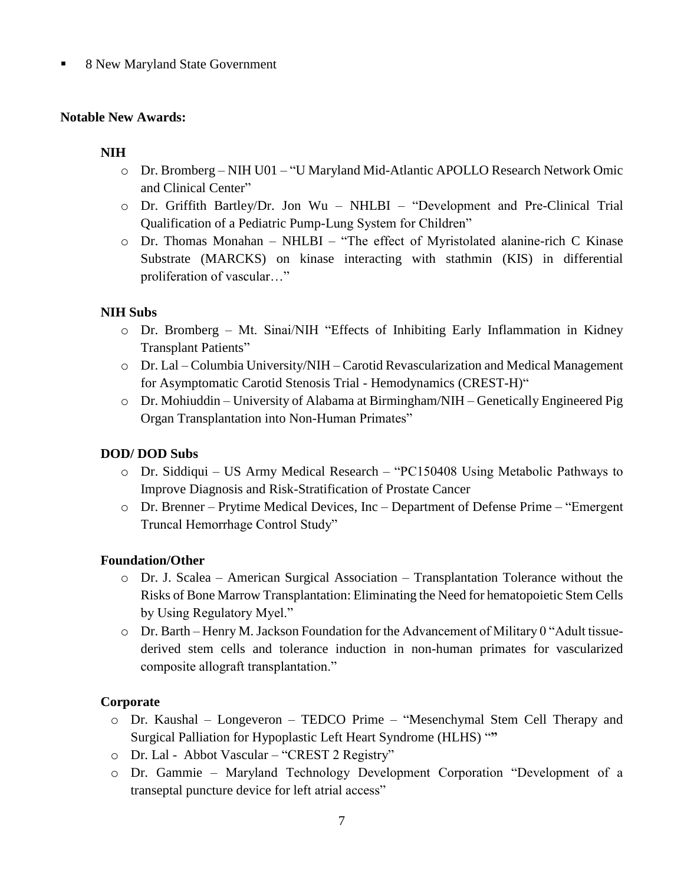- 8 New Maryland State Government

**Notable New Awards:**

**NIH**

- Dr. Bromberg – NIH U01 – "U Maryland Mid-Atlantic APOLLO Research Network Omic and Clinical Center"
- Dr. Griffith Bartley/Dr. Jon Wu – NHLBI – "Development and Pre-Clinical Trial Qualification of a Pediatric Pump-Lung System for Children"
- Dr. Thomas Monahan – NHLBI – "The effect of Myristolated alanine-rich C Kinase Substrate (MARCKS) on kinase interacting with stathmin (KIS) in differential proliferation of vascular…"

**NIH Subs**

- Dr. Bromberg – Mt. Sinai/NIH "Effects of Inhibiting Early Inflammation in Kidney Transplant Patients"
- Dr. Lal – Columbia University/NIH – Carotid Revascularization and Medical Management for Asymptomatic Carotid Stenosis Trial - Hemodynamics (CREST-H)"
- Dr. Mohiuddin – University of Alabama at Birmingham/NIH – Genetically Engineered Pig Organ Transplantation into Non-Human Primates"

**DOD/ DOD Subs**

- Dr. Siddiqui – US Army Medical Research – "PC150408 Using Metabolic Pathways to Improve Diagnosis and Risk-Stratification of Prostate Cancer
- Dr. Brenner – Prytime Medical Devices, Inc – Department of Defense Prime – "Emergent Truncal Hemorrhage Control Study"

**Foundation/Other**

- Dr. J. Scalea – American Surgical Association – Transplantation Tolerance without the Risks of Bone Marrow Transplantation: Eliminating the Need for hematopoietic Stem Cells by Using Regulatory Myel."
- Dr. Barth – Henry M. Jackson Foundation for the Advancement of Military 0 "Adult tissue-derived stem cells and tolerance induction in non-human primates for vascularized composite allograft transplantation."

**Corporate**

- Dr. Kaushal – Longeveron – TEDCO Prime – "Mesenchymal Stem Cell Therapy and Surgical Palliation for Hypoplastic Left Heart Syndrome (HLHS) "**"**
- Dr. Lal - Abbot Vascular – "CREST 2 Registry"
- Dr. Gammie – Maryland Technology Development Corporation "Development of a transeptal puncture device for left atrial access"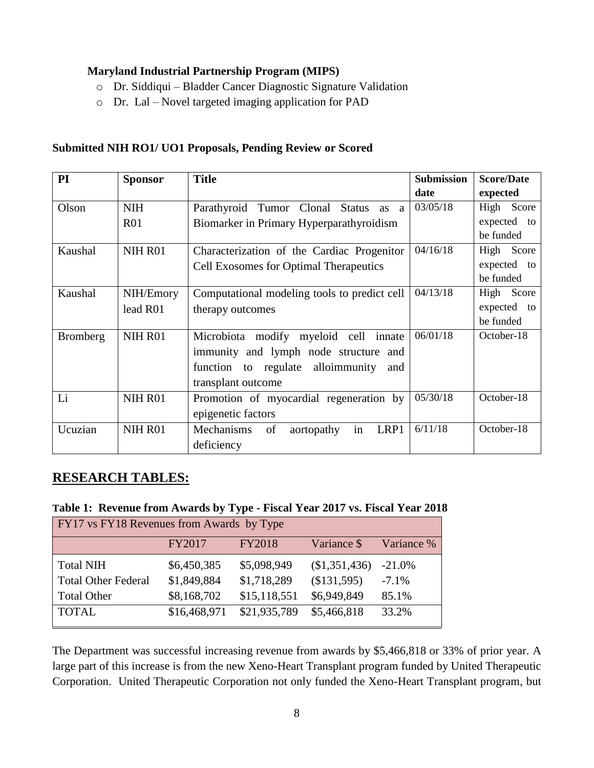**Maryland Industrial Partnership Program (MIPS)**

- Dr. Siddiqui – Bladder Cancer Diagnostic Signature Validation
- Dr. Lal – Novel targeted imaging application for PAD

**Submitted NIH RO1/ UO1 Proposals, Pending Review or Scored**

| PI | Sponsor | Title | Submission date | Score/Date expected |
|---|---|---|---|---|
| Olson | NIH R01 | Parathyroid Tumor Clonal Status as a Biomarker in Primary Hyperparathyroidism | 03/05/18 | High Score expected to be funded |
| Kaushal | NIH R01 | Characterization of the Cardiac Progenitor Cell Exosomes for Optimal Therapeutics | 04/16/18 | High Score expected to be funded |
| Kaushal | NIH/Emory lead R01 | Computational modeling tools to predict cell therapy outcomes | 04/13/18 | High Score expected to be funded |
| Bromberg | NIH R01 | Microbiota modify myeloid cell innate immunity and lymph node structure and function to regulate alloimmunity and transplant outcome | 06/01/18 | October-18 |
| Li | NIH R01 | Promotion of myocardial regeneration by epigenetic factors | 05/30/18 | October-18 |
| Ucuzian | NIH R01 | Mechanisms of aortopathy in LRP1 deficiency | 6/11/18 | October-18 |

## RESEARCH TABLES:

**Table 1: Revenue from Awards by Type - Fiscal Year 2017 vs. Fiscal Year 2018**

| FY17 vs FY18 Revenues from Awards by Type | | | | |
|---|---|---|---|---|
| | FY2017 | FY2018 | Variance $ | Variance % |
| Total NIH | $6,450,385 | $5,098,949 | ($1,351,436) | -21.0% |
| Total Other Federal | $1,849,884 | $1,718,289 | ($131,595) | -7.1% |
| Total Other | $8,168,702 | $15,118,551 | $6,949,849 | 85.1% |
| TOTAL | $16,468,971 | $21,935,789 | $5,466,818 | 33.2% |

The Department was successful increasing revenue from awards by $5,466,818 or 33% of prior year. A large part of this increase is from the new Xeno-Heart Transplant program funded by United Therapeutic Corporation. United Therapeutic Corporation not only funded the Xeno-Heart Transplant program, but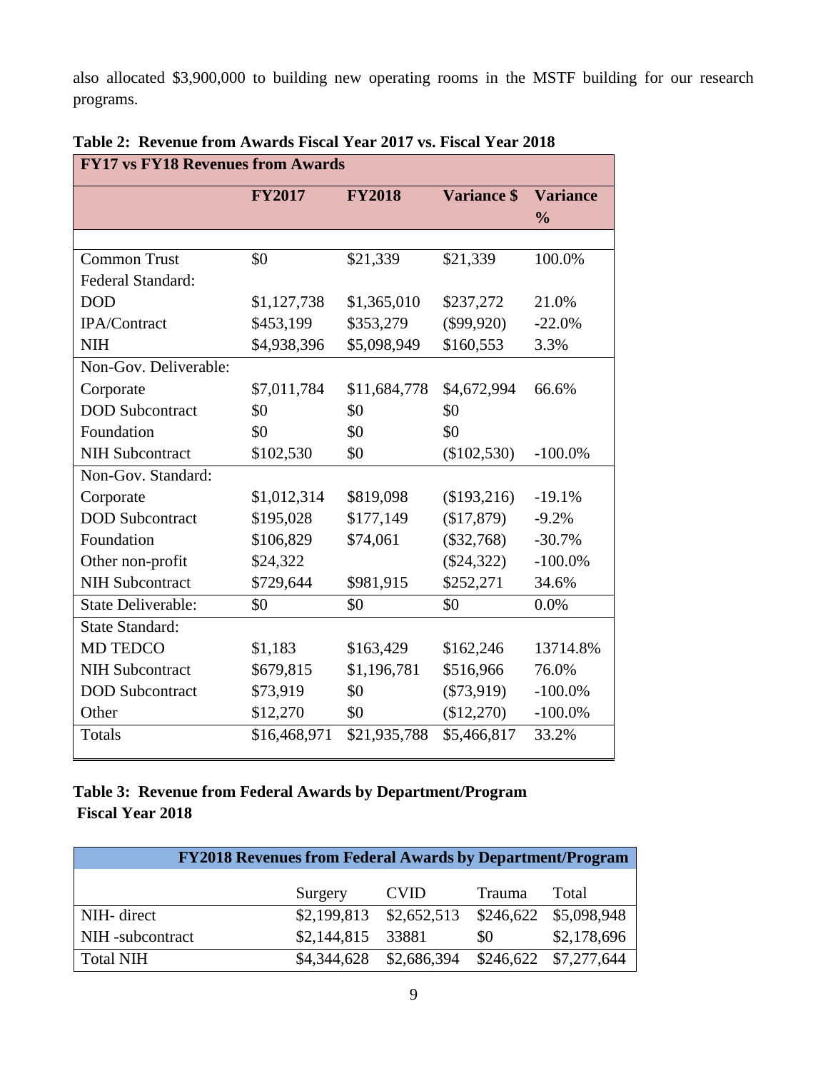also allocated $3,900,000 to building new operating rooms in the MSTF building for our research programs.

**Table 2: Revenue from Awards Fiscal Year 2017 vs. Fiscal Year 2018**

| FY17 vs FY18 Revenues from Awards | | | | |
|---|---|---|---|---|
| | **FY2017** | **FY2018** | **Variance $** | **Variance %** |
| | | | | |
| Common Trust | $0 | $21,339 | $21,339 | 100.0% |
| Federal Standard: | | | | |
| DOD | $1,127,738 | $1,365,010 | $237,272 | 21.0% |
| IPA/Contract | $453,199 | $353,279 | ($99,920) | -22.0% |
| NIH | $4,938,396 | $5,098,949 | $160,553 | 3.3% |
| Non-Gov. Deliverable: | | | | |
| Corporate | $7,011,784 | $11,684,778 | $4,672,994 | 66.6% |
| DOD Subcontract | $0 | $0 | $0 | |
| Foundation | $0 | $0 | $0 | |
| NIH Subcontract | $102,530 | $0 | ($102,530) | -100.0% |
| Non-Gov. Standard: | | | | |
| Corporate | $1,012,314 | $819,098 | ($193,216) | -19.1% |
| DOD Subcontract | $195,028 | $177,149 | ($17,879) | -9.2% |
| Foundation | $106,829 | $74,061 | ($32,768) | -30.7% |
| Other non-profit | $24,322 | | ($24,322) | -100.0% |
| NIH Subcontract | $729,644 | $981,915 | $252,271 | 34.6% |
| State Deliverable: | $0 | $0 | $0 | 0.0% |
| State Standard: | | | | |
| MD TEDCO | $1,183 | $163,429 | $162,246 | 13714.8% |
| NIH Subcontract | $679,815 | $1,196,781 | $516,966 | 76.0% |
| DOD Subcontract | $73,919 | $0 | ($73,919) | -100.0% |
| Other | $12,270 | $0 | ($12,270) | -100.0% |
| Totals | $16,468,971 | $21,935,788 | $5,466,817 | 33.2% |

**Table 3: Revenue from Federal Awards by Department/Program Fiscal Year 2018**

| FY2018 Revenues from Federal Awards by Department/Program | | | | |
|---|---|---|---|---|
| | Surgery | CVID | Trauma | Total |
| NIH- direct | $2,199,813 | $2,652,513 | $246,622 | $5,098,948 |
| NIH -subcontract | $2,144,815 | 33881 | $0 | $2,178,696 |
| Total NIH | $4,344,628 | $2,686,394 | $246,622 | $7,277,644 |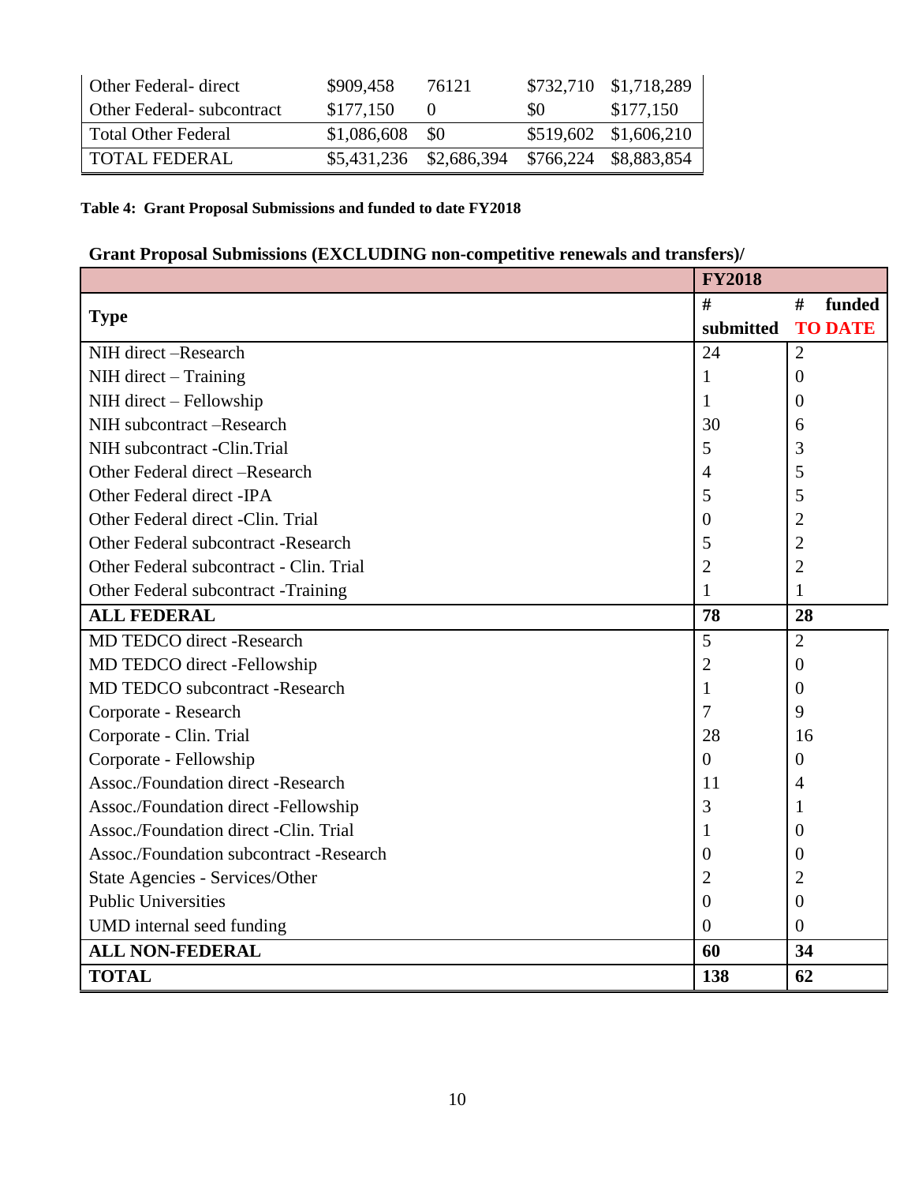| | | | | |
|---|---|---|---|---|
| Other Federal- direct | $909,458 | 76121 | $732,710 | $1,718,289 |
| Other Federal- subcontract | $177,150 | 0 | $0 | $177,150 |
| Total Other Federal | $1,086,608 | $0 | $519,602 | $1,606,210 |
| TOTAL FEDERAL | $5,431,236 | $2,686,394 | $766,224 | $8,883,854 |

**Table 4: Grant Proposal Submissions and funded to date FY2018**

**Grant Proposal Submissions (EXCLUDING non-competitive renewals and transfers)/**

| | **FY2018** | |
|---|---|---|
| **Type** | **# submitted** | **# funded TO DATE** |
| NIH direct –Research | 24 | 2 |
| NIH direct – Training | 1 | 0 |
| NIH direct – Fellowship | 1 | 0 |
| NIH subcontract –Research | 30 | 6 |
| NIH subcontract -Clin.Trial | 5 | 3 |
| Other Federal direct –Research | 4 | 5 |
| Other Federal direct -IPA | 5 | 5 |
| Other Federal direct -Clin. Trial | 0 | 2 |
| Other Federal subcontract -Research | 5 | 2 |
| Other Federal subcontract - Clin. Trial | 2 | 2 |
| Other Federal subcontract -Training | 1 | 1 |
| **ALL FEDERAL** | **78** | **28** |
| MD TEDCO direct -Research | 5 | 2 |
| MD TEDCO direct -Fellowship | 2 | 0 |
| MD TEDCO subcontract -Research | 1 | 0 |
| Corporate - Research | 7 | 9 |
| Corporate - Clin. Trial | 28 | 16 |
| Corporate - Fellowship | 0 | 0 |
| Assoc./Foundation direct -Research | 11 | 4 |
| Assoc./Foundation direct -Fellowship | 3 | 1 |
| Assoc./Foundation direct -Clin. Trial | 1 | 0 |
| Assoc./Foundation subcontract -Research | 0 | 0 |
| State Agencies - Services/Other | 2 | 2 |
| Public Universities | 0 | 0 |
| UMD internal seed funding | 0 | 0 |
| **ALL NON-FEDERAL** | **60** | **34** |
| **TOTAL** | **138** | **62** |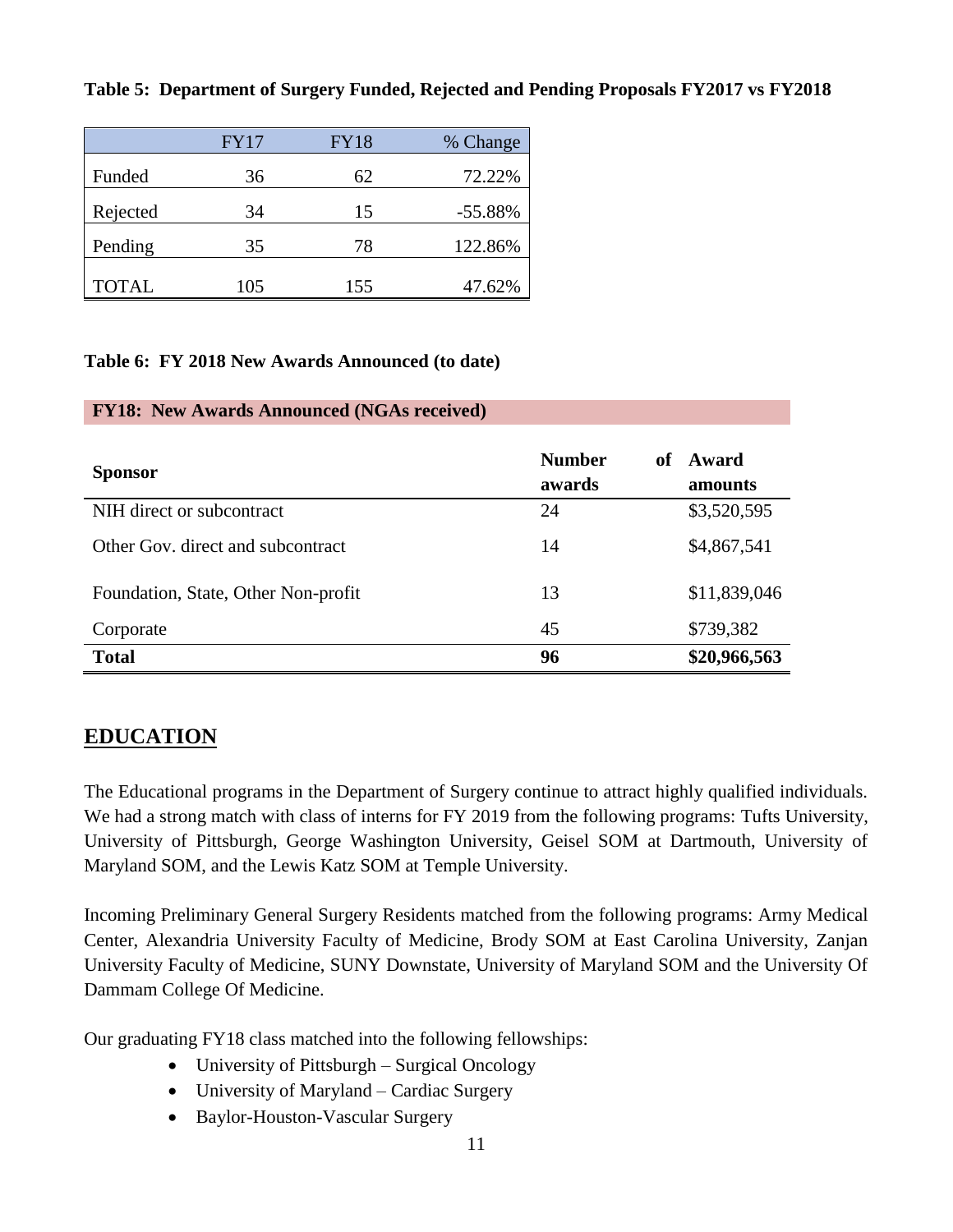**Table 5: Department of Surgery Funded, Rejected and Pending Proposals FY2017 vs FY2018**

| | FY17 | FY18 | % Change |
|---|---|---|---|
| Funded | 36 | 62 | 72.22% |
| Rejected | 34 | 15 | -55.88% |
| Pending | 35 | 78 | 122.86% |
| TOTAL | 105 | 155 | 47.62% |

**Table 6: FY 2018 New Awards Announced (to date)**

| **FY18: New Awards Announced (NGAs received)** | | |
|---|---|---|
| **Sponsor** | **Number of awards** | **Award amounts** |
| NIH direct or subcontract | 24 | $3,520,595 |
| Other Gov. direct and subcontract | 14 | $4,867,541 |
| Foundation, State, Other Non-profit | 13 | $11,839,046 |
| Corporate | 45 | $739,382 |
| **Total** | **96** | **$20,966,563** |

## EDUCATION

The Educational programs in the Department of Surgery continue to attract highly qualified individuals. We had a strong match with class of interns for FY 2019 from the following programs: Tufts University, University of Pittsburgh, George Washington University, Geisel SOM at Dartmouth, University of Maryland SOM, and the Lewis Katz SOM at Temple University.

Incoming Preliminary General Surgery Residents matched from the following programs: Army Medical Center, Alexandria University Faculty of Medicine, Brody SOM at East Carolina University, Zanjan University Faculty of Medicine, SUNY Downstate, University of Maryland SOM and the University Of Dammam College Of Medicine.

Our graduating FY18 class matched into the following fellowships:

- University of Pittsburgh – Surgical Oncology
- University of Maryland – Cardiac Surgery
- Baylor-Houston-Vascular Surgery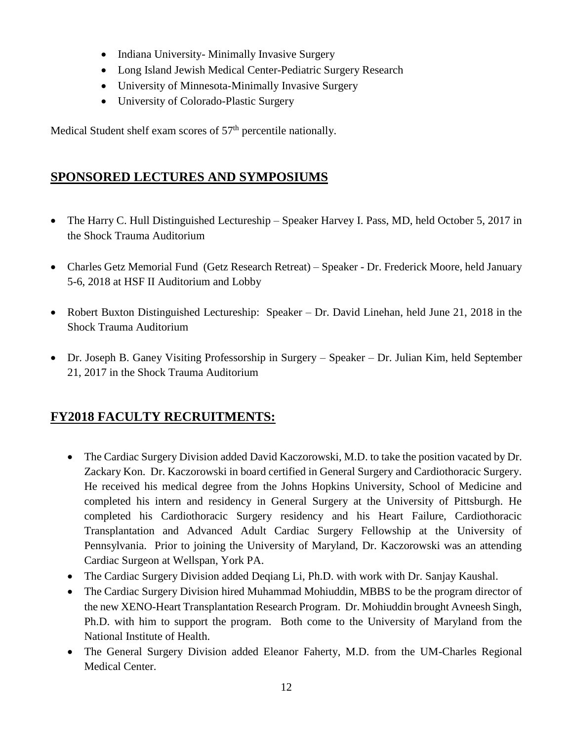- Indiana University- Minimally Invasive Surgery
- Long Island Jewish Medical Center-Pediatric Surgery Research
- University of Minnesota-Minimally Invasive Surgery
- University of Colorado-Plastic Surgery

Medical Student shelf exam scores of 57th percentile nationally.

## SPONSORED LECTURES AND SYMPOSIUMS

- The Harry C. Hull Distinguished Lectureship – Speaker Harvey I. Pass, MD, held October 5, 2017 in the Shock Trauma Auditorium
- Charles Getz Memorial Fund (Getz Research Retreat) – Speaker - Dr. Frederick Moore, held January 5-6, 2018 at HSF II Auditorium and Lobby
- Robert Buxton Distinguished Lectureship: Speaker – Dr. David Linehan, held June 21, 2018 in the Shock Trauma Auditorium
- Dr. Joseph B. Ganey Visiting Professorship in Surgery – Speaker – Dr. Julian Kim, held September 21, 2017 in the Shock Trauma Auditorium

## FY2018 FACULTY RECRUITMENTS:

- The Cardiac Surgery Division added David Kaczorowski, M.D. to take the position vacated by Dr. Zackary Kon. Dr. Kaczorowski in board certified in General Surgery and Cardiothoracic Surgery. He received his medical degree from the Johns Hopkins University, School of Medicine and completed his intern and residency in General Surgery at the University of Pittsburgh. He completed his Cardiothoracic Surgery residency and his Heart Failure, Cardiothoracic Transplantation and Advanced Adult Cardiac Surgery Fellowship at the University of Pennsylvania. Prior to joining the University of Maryland, Dr. Kaczorowski was an attending Cardiac Surgeon at Wellspan, York PA.
- The Cardiac Surgery Division added Deqiang Li, Ph.D. with work with Dr. Sanjay Kaushal.
- The Cardiac Surgery Division hired Muhammad Mohiuddin, MBBS to be the program director of the new XENO-Heart Transplantation Research Program. Dr. Mohiuddin brought Avneesh Singh, Ph.D. with him to support the program. Both come to the University of Maryland from the National Institute of Health.
- The General Surgery Division added Eleanor Faherty, M.D. from the UM-Charles Regional Medical Center.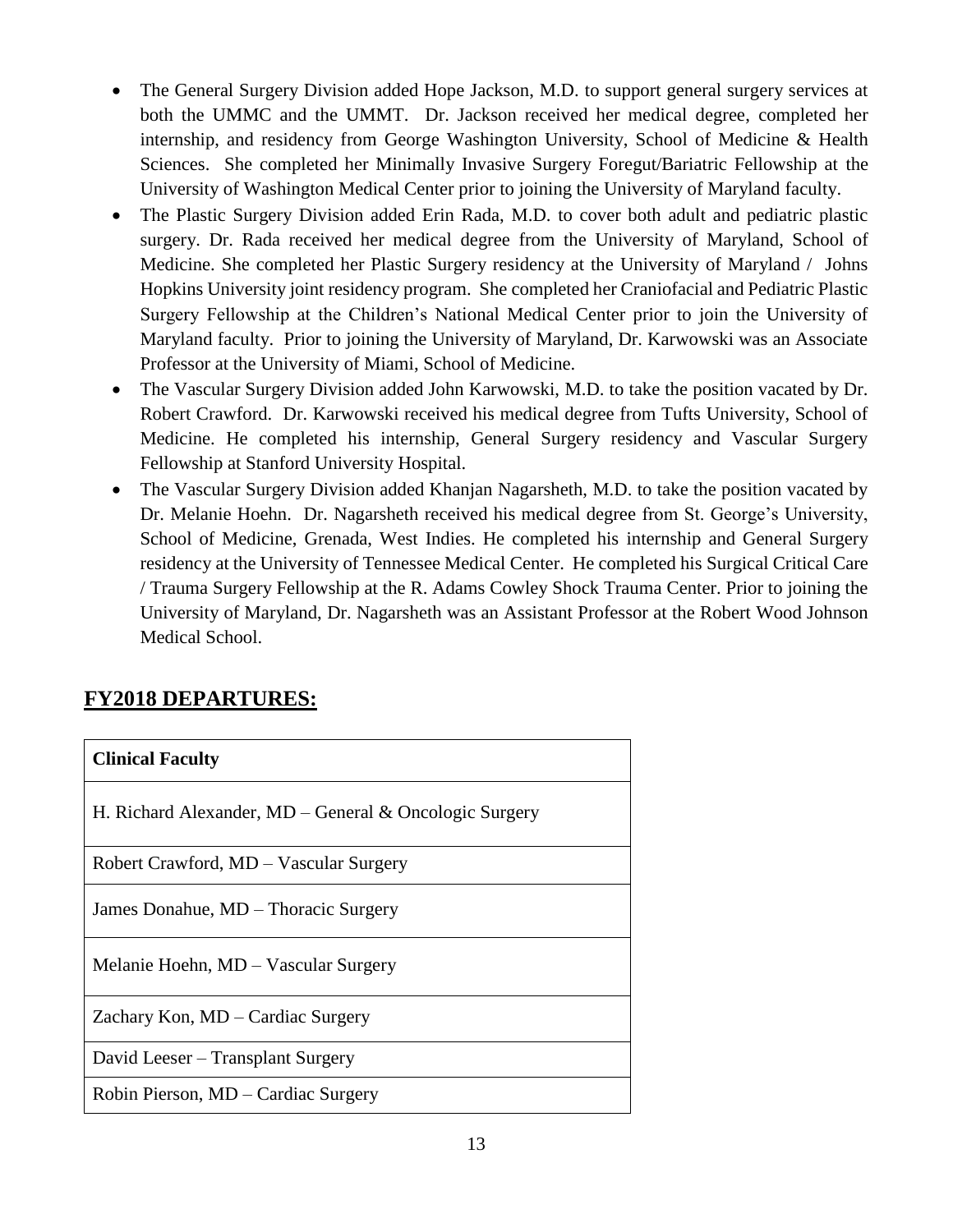- The General Surgery Division added Hope Jackson, M.D. to support general surgery services at both the UMMC and the UMMT. Dr. Jackson received her medical degree, completed her internship, and residency from George Washington University, School of Medicine & Health Sciences. She completed her Minimally Invasive Surgery Foregut/Bariatric Fellowship at the University of Washington Medical Center prior to joining the University of Maryland faculty.
- The Plastic Surgery Division added Erin Rada, M.D. to cover both adult and pediatric plastic surgery. Dr. Rada received her medical degree from the University of Maryland, School of Medicine. She completed her Plastic Surgery residency at the University of Maryland / Johns Hopkins University joint residency program. She completed her Craniofacial and Pediatric Plastic Surgery Fellowship at the Children's National Medical Center prior to join the University of Maryland faculty. Prior to joining the University of Maryland, Dr. Karwowski was an Associate Professor at the University of Miami, School of Medicine.
- The Vascular Surgery Division added John Karwowski, M.D. to take the position vacated by Dr. Robert Crawford. Dr. Karwowski received his medical degree from Tufts University, School of Medicine. He completed his internship, General Surgery residency and Vascular Surgery Fellowship at Stanford University Hospital.
- The Vascular Surgery Division added Khanjan Nagarsheth, M.D. to take the position vacated by Dr. Melanie Hoehn. Dr. Nagarsheth received his medical degree from St. George's University, School of Medicine, Grenada, West Indies. He completed his internship and General Surgery residency at the University of Tennessee Medical Center. He completed his Surgical Critical Care / Trauma Surgery Fellowship at the R. Adams Cowley Shock Trauma Center. Prior to joining the University of Maryland, Dr. Nagarsheth was an Assistant Professor at the Robert Wood Johnson Medical School.

## FY2018 DEPARTURES:

| **Clinical Faculty** |
|---|
| H. Richard Alexander, MD – General & Oncologic Surgery |
| Robert Crawford, MD – Vascular Surgery |
| James Donahue, MD – Thoracic Surgery |
| Melanie Hoehn, MD – Vascular Surgery |
| Zachary Kon, MD – Cardiac Surgery |
| David Leeser – Transplant Surgery |
| Robin Pierson, MD – Cardiac Surgery |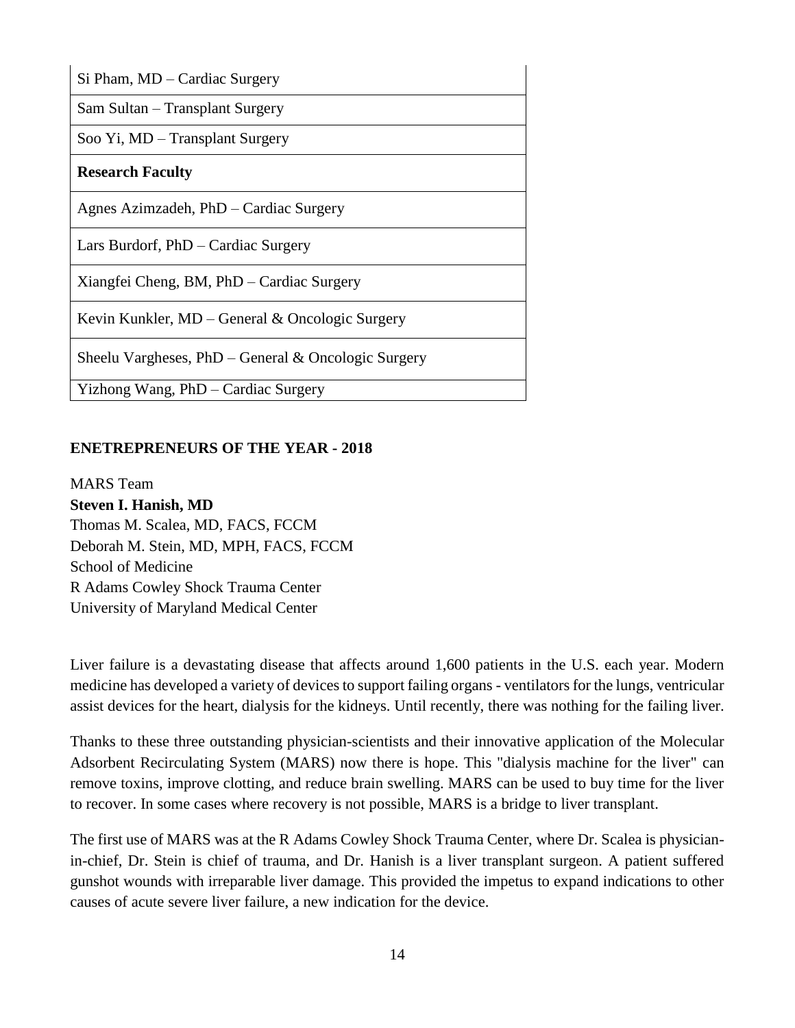| Si Pham, MD – Cardiac Surgery |
| --- |
| Sam Sultan – Transplant Surgery |
| Soo Yi, MD – Transplant Surgery |
| **Research Faculty** |
| Agnes Azimzadeh, PhD – Cardiac Surgery |
| Lars Burdorf, PhD – Cardiac Surgery |
| Xiangfei Cheng, BM, PhD – Cardiac Surgery |
| Kevin Kunkler, MD – General & Oncologic Surgery |
| Sheelu Vargheses, PhD – General & Oncologic Surgery |
| Yizhong Wang, PhD – Cardiac Surgery |

## ENETREPRENEURS OF THE YEAR - 2018

MARS Team
**Steven I. Hanish, MD**
Thomas M. Scalea, MD, FACS, FCCM
Deborah M. Stein, MD, MPH, FACS, FCCM
School of Medicine
R Adams Cowley Shock Trauma Center
University of Maryland Medical Center

Liver failure is a devastating disease that affects around 1,600 patients in the U.S. each year. Modern medicine has developed a variety of devices to support failing organs - ventilators for the lungs, ventricular assist devices for the heart, dialysis for the kidneys. Until recently, there was nothing for the failing liver.

Thanks to these three outstanding physician-scientists and their innovative application of the Molecular Adsorbent Recirculating System (MARS) now there is hope. This "dialysis machine for the liver" can remove toxins, improve clotting, and reduce brain swelling. MARS can be used to buy time for the liver to recover. In some cases where recovery is not possible, MARS is a bridge to liver transplant.

The first use of MARS was at the R Adams Cowley Shock Trauma Center, where Dr. Scalea is physician-in-chief, Dr. Stein is chief of trauma, and Dr. Hanish is a liver transplant surgeon. A patient suffered gunshot wounds with irreparable liver damage. This provided the impetus to expand indications to other causes of acute severe liver failure, a new indication for the device.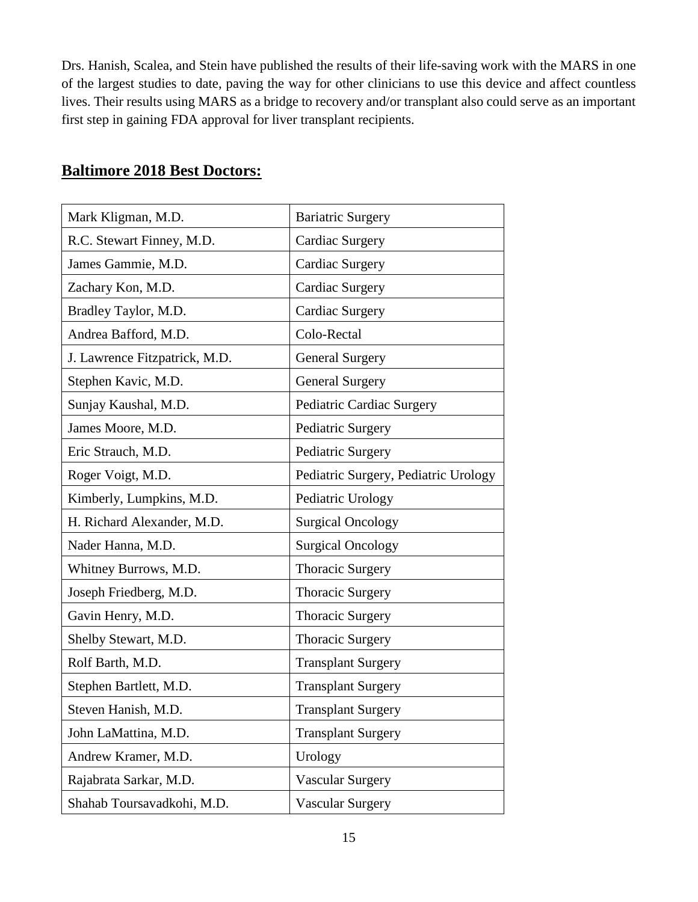Drs. Hanish, Scalea, and Stein have published the results of their life-saving work with the MARS in one of the largest studies to date, paving the way for other clinicians to use this device and affect countless lives. Their results using MARS as a bridge to recovery and/or transplant also could serve as an important first step in gaining FDA approval for liver transplant recipients.

## **Baltimore 2018 Best Doctors:**

| | |
|---|---|
| Mark Kligman, M.D. | Bariatric Surgery |
| R.C. Stewart Finney, M.D. | Cardiac Surgery |
| James Gammie, M.D. | Cardiac Surgery |
| Zachary Kon, M.D. | Cardiac Surgery |
| Bradley Taylor, M.D. | Cardiac Surgery |
| Andrea Bafford, M.D. | Colo-Rectal |
| J. Lawrence Fitzpatrick, M.D. | General Surgery |
| Stephen Kavic, M.D. | General Surgery |
| Sunjay Kaushal, M.D. | Pediatric Cardiac Surgery |
| James Moore, M.D. | Pediatric Surgery |
| Eric Strauch, M.D. | Pediatric Surgery |
| Roger Voigt, M.D. | Pediatric Surgery, Pediatric Urology |
| Kimberly, Lumpkins, M.D. | Pediatric Urology |
| H. Richard Alexander, M.D. | Surgical Oncology |
| Nader Hanna, M.D. | Surgical Oncology |
| Whitney Burrows, M.D. | Thoracic Surgery |
| Joseph Friedberg, M.D. | Thoracic Surgery |
| Gavin Henry, M.D. | Thoracic Surgery |
| Shelby Stewart, M.D. | Thoracic Surgery |
| Rolf Barth, M.D. | Transplant Surgery |
| Stephen Bartlett, M.D. | Transplant Surgery |
| Steven Hanish, M.D. | Transplant Surgery |
| John LaMattina, M.D. | Transplant Surgery |
| Andrew Kramer, M.D. | Urology |
| Rajabrata Sarkar, M.D. | Vascular Surgery |
| Shahab Toursavadkohi, M.D. | Vascular Surgery |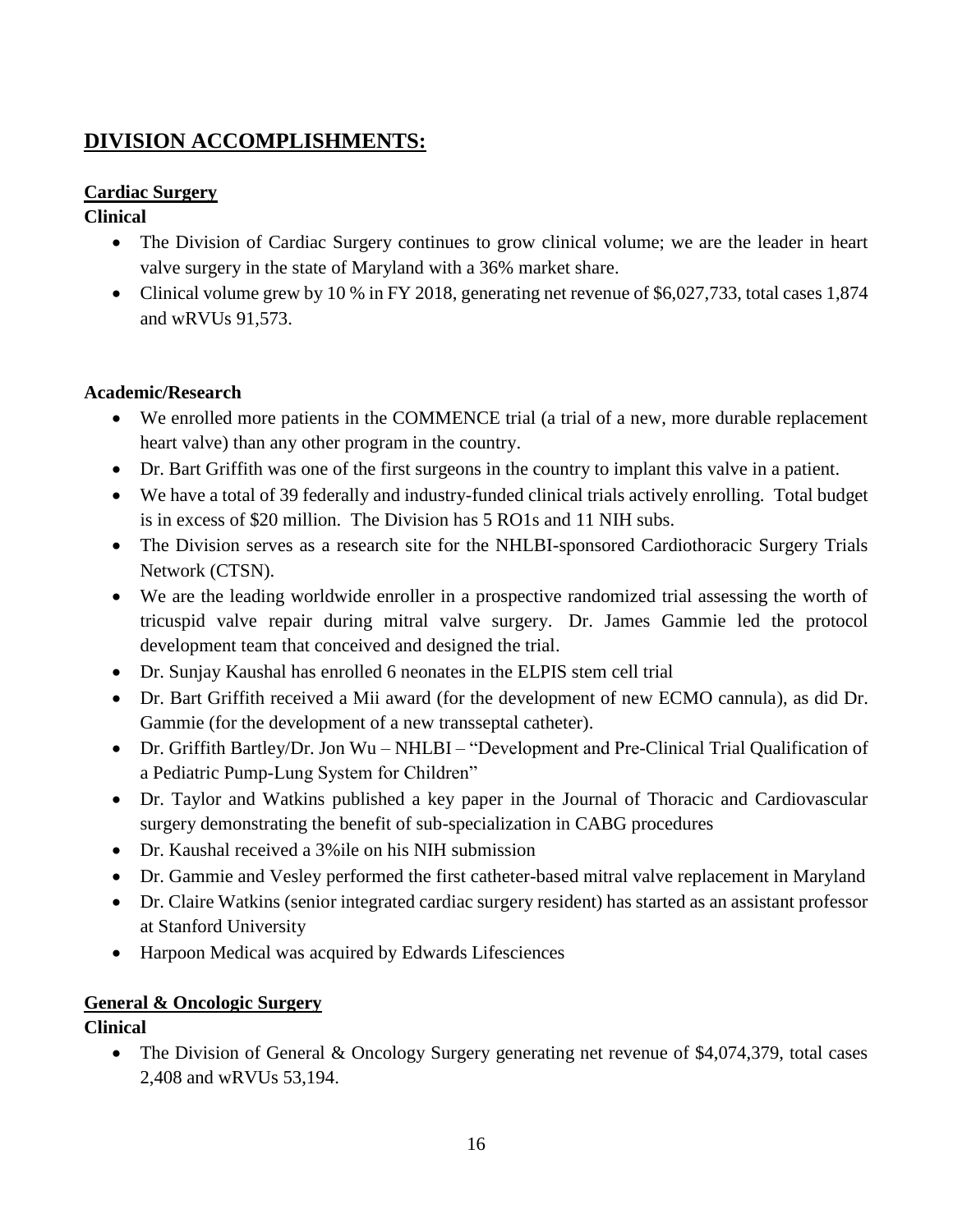# DIVISION ACCOMPLISHMENTS:

## Cardiac Surgery

### Clinical

- The Division of Cardiac Surgery continues to grow clinical volume; we are the leader in heart valve surgery in the state of Maryland with a 36% market share.
- Clinical volume grew by 10 % in FY 2018, generating net revenue of $6,027,733, total cases 1,874 and wRVUs 91,573.

### Academic/Research

- We enrolled more patients in the COMMENCE trial (a trial of a new, more durable replacement heart valve) than any other program in the country.
- Dr. Bart Griffith was one of the first surgeons in the country to implant this valve in a patient.
- We have a total of 39 federally and industry-funded clinical trials actively enrolling. Total budget is in excess of $20 million. The Division has 5 RO1s and 11 NIH subs.
- The Division serves as a research site for the NHLBI-sponsored Cardiothoracic Surgery Trials Network (CTSN).
- We are the leading worldwide enroller in a prospective randomized trial assessing the worth of tricuspid valve repair during mitral valve surgery. Dr. James Gammie led the protocol development team that conceived and designed the trial.
- Dr. Sunjay Kaushal has enrolled 6 neonates in the ELPIS stem cell trial
- Dr. Bart Griffith received a Mii award (for the development of new ECMO cannula), as did Dr. Gammie (for the development of a new transseptal catheter).
- Dr. Griffith Bartley/Dr. Jon Wu – NHLBI – "Development and Pre-Clinical Trial Qualification of a Pediatric Pump-Lung System for Children"
- Dr. Taylor and Watkins published a key paper in the Journal of Thoracic and Cardiovascular surgery demonstrating the benefit of sub-specialization in CABG procedures
- Dr. Kaushal received a 3%ile on his NIH submission
- Dr. Gammie and Vesley performed the first catheter-based mitral valve replacement in Maryland
- Dr. Claire Watkins (senior integrated cardiac surgery resident) has started as an assistant professor at Stanford University
- Harpoon Medical was acquired by Edwards Lifesciences

## General & Oncologic Surgery

### Clinical

- The Division of General & Oncology Surgery generating net revenue of $4,074,379, total cases 2,408 and wRVUs 53,194.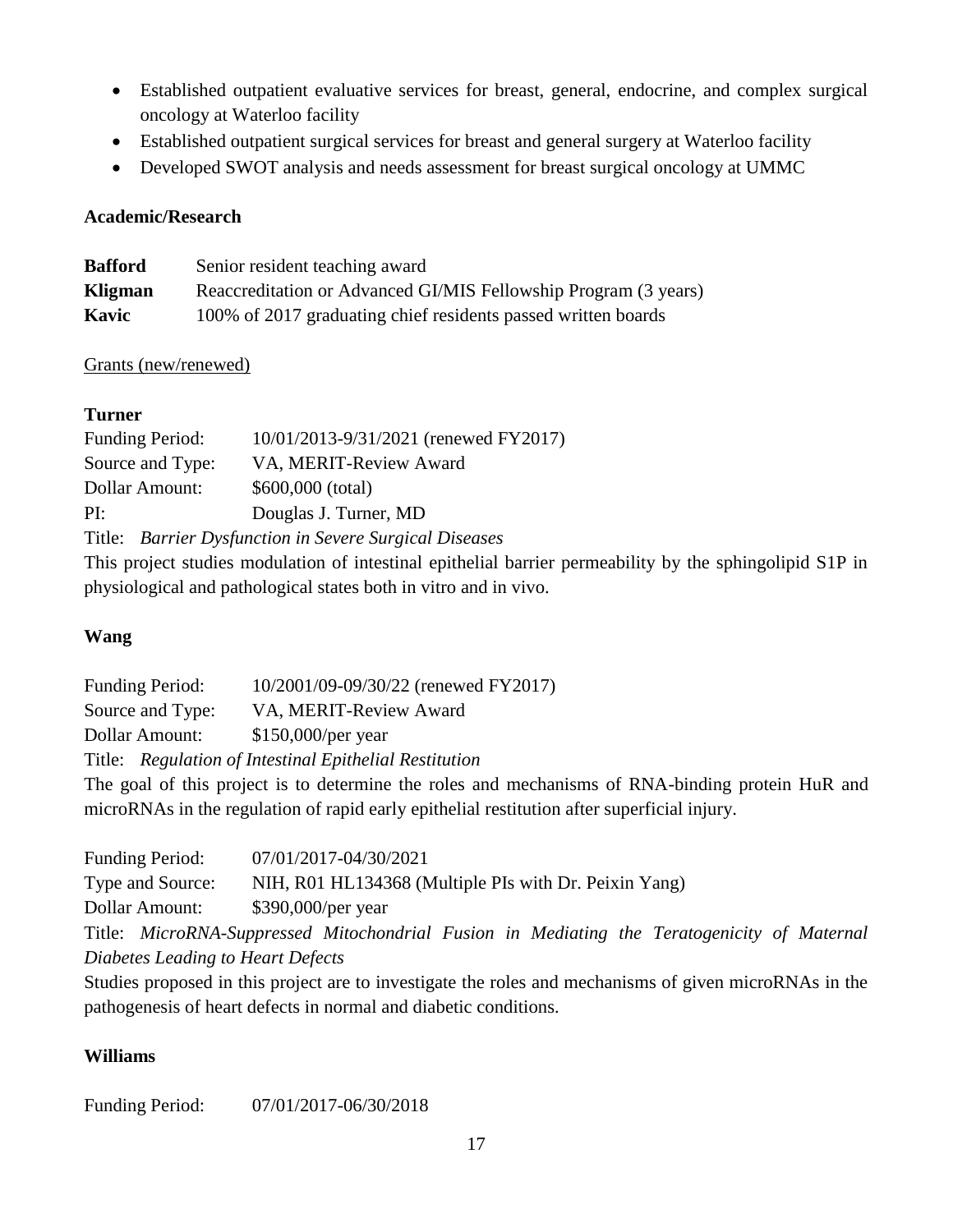- Established outpatient evaluative services for breast, general, endocrine, and complex surgical oncology at Waterloo facility
- Established outpatient surgical services for breast and general surgery at Waterloo facility
- Developed SWOT analysis and needs assessment for breast surgical oncology at UMMC

**Academic/Research**

| | |
|---|---|
| **Bafford** | Senior resident teaching award |
| **Kligman** | Reaccreditation or Advanced GI/MIS Fellowship Program (3 years) |
| **Kavic** | 100% of 2017 graduating chief residents passed written boards |

Grants (new/renewed)

**Turner**

Funding Period: 10/01/2013-9/31/2021 (renewed FY2017)
Source and Type: VA, MERIT-Review Award
Dollar Amount: $600,000 (total)
PI: Douglas J. Turner, MD
Title: *Barrier Dysfunction in Severe Surgical Diseases*

This project studies modulation of intestinal epithelial barrier permeability by the sphingolipid S1P in physiological and pathological states both in vitro and in vivo.

**Wang**

Funding Period: 10/2001/09-09/30/22 (renewed FY2017)
Source and Type: VA, MERIT-Review Award
Dollar Amount: $150,000/per year
Title: *Regulation of Intestinal Epithelial Restitution*

The goal of this project is to determine the roles and mechanisms of RNA-binding protein HuR and microRNAs in the regulation of rapid early epithelial restitution after superficial injury.

Funding Period: 07/01/2017-04/30/2021
Type and Source: NIH, R01 HL134368 (Multiple PIs with Dr. Peixin Yang)
Dollar Amount: $390,000/per year
Title: *MicroRNA-Suppressed Mitochondrial Fusion in Mediating the Teratogenicity of Maternal Diabetes Leading to Heart Defects*

Studies proposed in this project are to investigate the roles and mechanisms of given microRNAs in the pathogenesis of heart defects in normal and diabetic conditions.

**Williams**

Funding Period: 07/01/2017-06/30/2018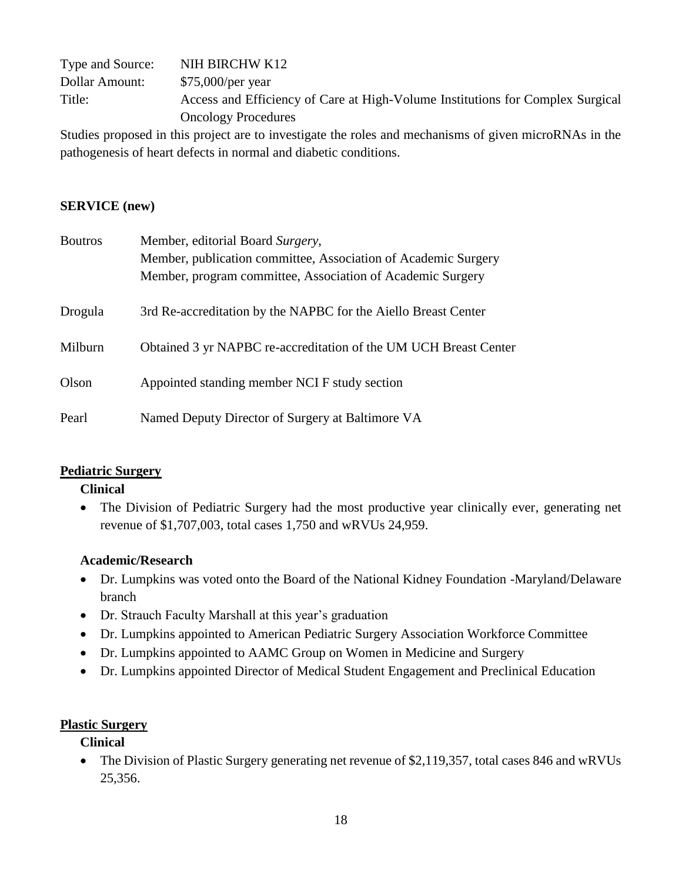| | |
|---|---|
| Type and Source: | NIH BIRCHW K12 |
| Dollar Amount: | $75,000/per year |
| Title: | Access and Efficiency of Care at High-Volume Institutions for Complex Surgical Oncology Procedures |

Studies proposed in this project are to investigate the roles and mechanisms of given microRNAs in the pathogenesis of heart defects in normal and diabetic conditions.

**SERVICE (new)**

| | |
|---|---|
| Boutros | Member, editorial Board *Surgery,*<br>Member, publication committee, Association of Academic Surgery<br>Member, program committee, Association of Academic Surgery |
| Drogula | 3rd Re-accreditation by the NAPBC for the Aiello Breast Center |
| Milburn | Obtained 3 yr NAPBC re-accreditation of the UM UCH Breast Center |
| Olson | Appointed standing member NCI F study section |
| Pearl | Named Deputy Director of Surgery at Baltimore VA |

## Pediatric Surgery

### Clinical

- The Division of Pediatric Surgery had the most productive year clinically ever, generating net revenue of $1,707,003, total cases 1,750 and wRVUs 24,959.

### Academic/Research

- Dr. Lumpkins was voted onto the Board of the National Kidney Foundation -Maryland/Delaware branch
- Dr. Strauch Faculty Marshall at this year's graduation
- Dr. Lumpkins appointed to American Pediatric Surgery Association Workforce Committee
- Dr. Lumpkins appointed to AAMC Group on Women in Medicine and Surgery
- Dr. Lumpkins appointed Director of Medical Student Engagement and Preclinical Education

## Plastic Surgery

### Clinical

- The Division of Plastic Surgery generating net revenue of $2,119,357, total cases 846 and wRVUs 25,356.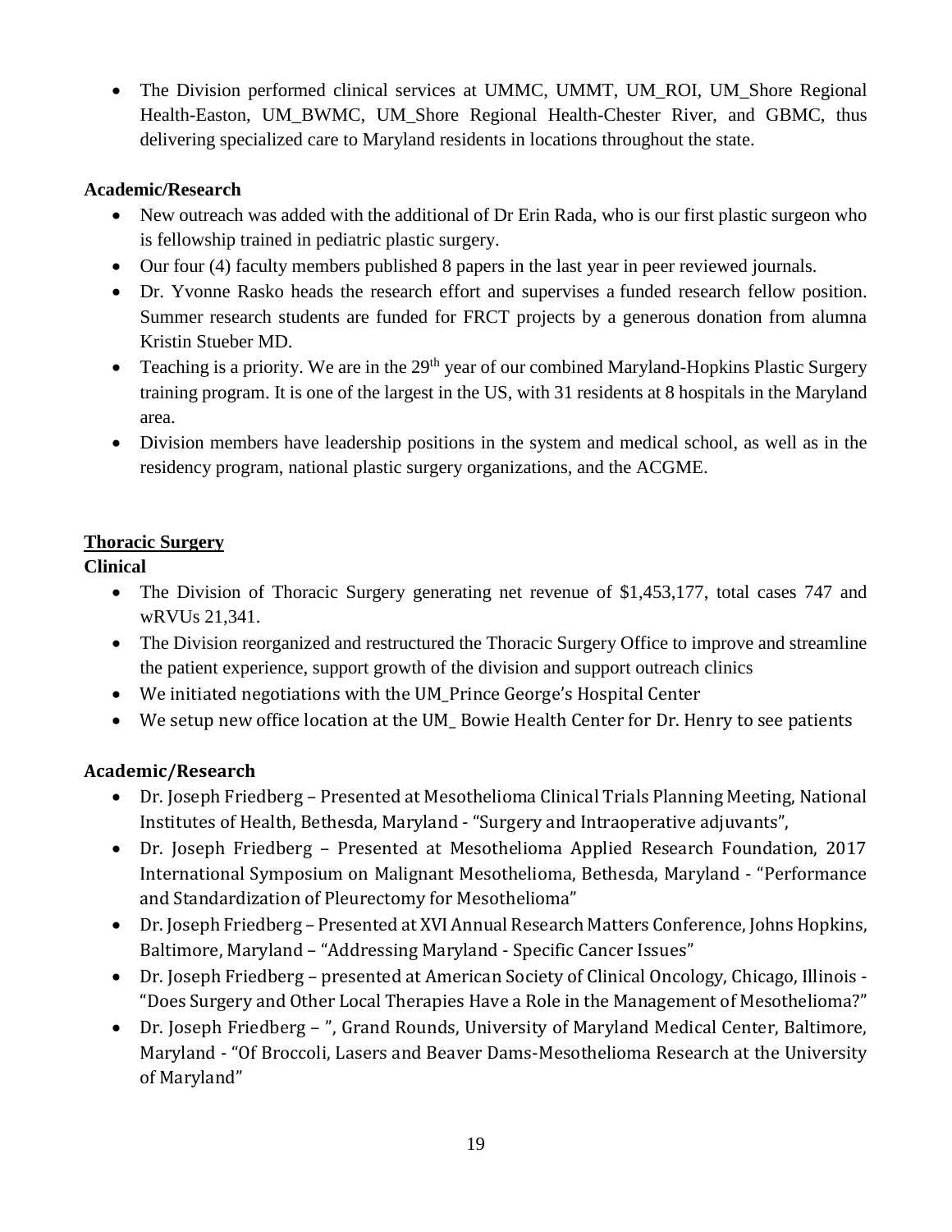- The Division performed clinical services at UMMC, UMMT, UM_ROI, UM_Shore Regional Health-Easton, UM_BWMC, UM_Shore Regional Health-Chester River, and GBMC, thus delivering specialized care to Maryland residents in locations throughout the state.

**Academic/Research**

- New outreach was added with the additional of Dr Erin Rada, who is our first plastic surgeon who is fellowship trained in pediatric plastic surgery.
- Our four (4) faculty members published 8 papers in the last year in peer reviewed journals.
- Dr. Yvonne Rasko heads the research effort and supervises a funded research fellow position. Summer research students are funded for FRCT projects by a generous donation from alumna Kristin Stueber MD.
- Teaching is a priority. We are in the 29th year of our combined Maryland-Hopkins Plastic Surgery training program. It is one of the largest in the US, with 31 residents at 8 hospitals in the Maryland area.
- Division members have leadership positions in the system and medical school, as well as in the residency program, national plastic surgery organizations, and the ACGME.

**<u>Thoracic Surgery</u>**

**Clinical**

- The Division of Thoracic Surgery generating net revenue of $1,453,177, total cases 747 and wRVUs 21,341.
- The Division reorganized and restructured the Thoracic Surgery Office to improve and streamline the patient experience, support growth of the division and support outreach clinics
- We initiated negotiations with the UM_Prince George's Hospital Center
- We setup new office location at the UM_ Bowie Health Center for Dr. Henry to see patients

**Academic/Research**

- Dr. Joseph Friedberg – Presented at Mesothelioma Clinical Trials Planning Meeting, National Institutes of Health, Bethesda, Maryland - "Surgery and Intraoperative adjuvants",
- Dr. Joseph Friedberg – Presented at Mesothelioma Applied Research Foundation, 2017 International Symposium on Malignant Mesothelioma, Bethesda, Maryland - "Performance and Standardization of Pleurectomy for Mesothelioma"
- Dr. Joseph Friedberg – Presented at XVI Annual Research Matters Conference, Johns Hopkins, Baltimore, Maryland – "Addressing Maryland - Specific Cancer Issues"
- Dr. Joseph Friedberg – presented at American Society of Clinical Oncology, Chicago, Illinois - "Does Surgery and Other Local Therapies Have a Role in the Management of Mesothelioma?"
- Dr. Joseph Friedberg – ", Grand Rounds, University of Maryland Medical Center, Baltimore, Maryland - "Of Broccoli, Lasers and Beaver Dams-Mesothelioma Research at the University of Maryland"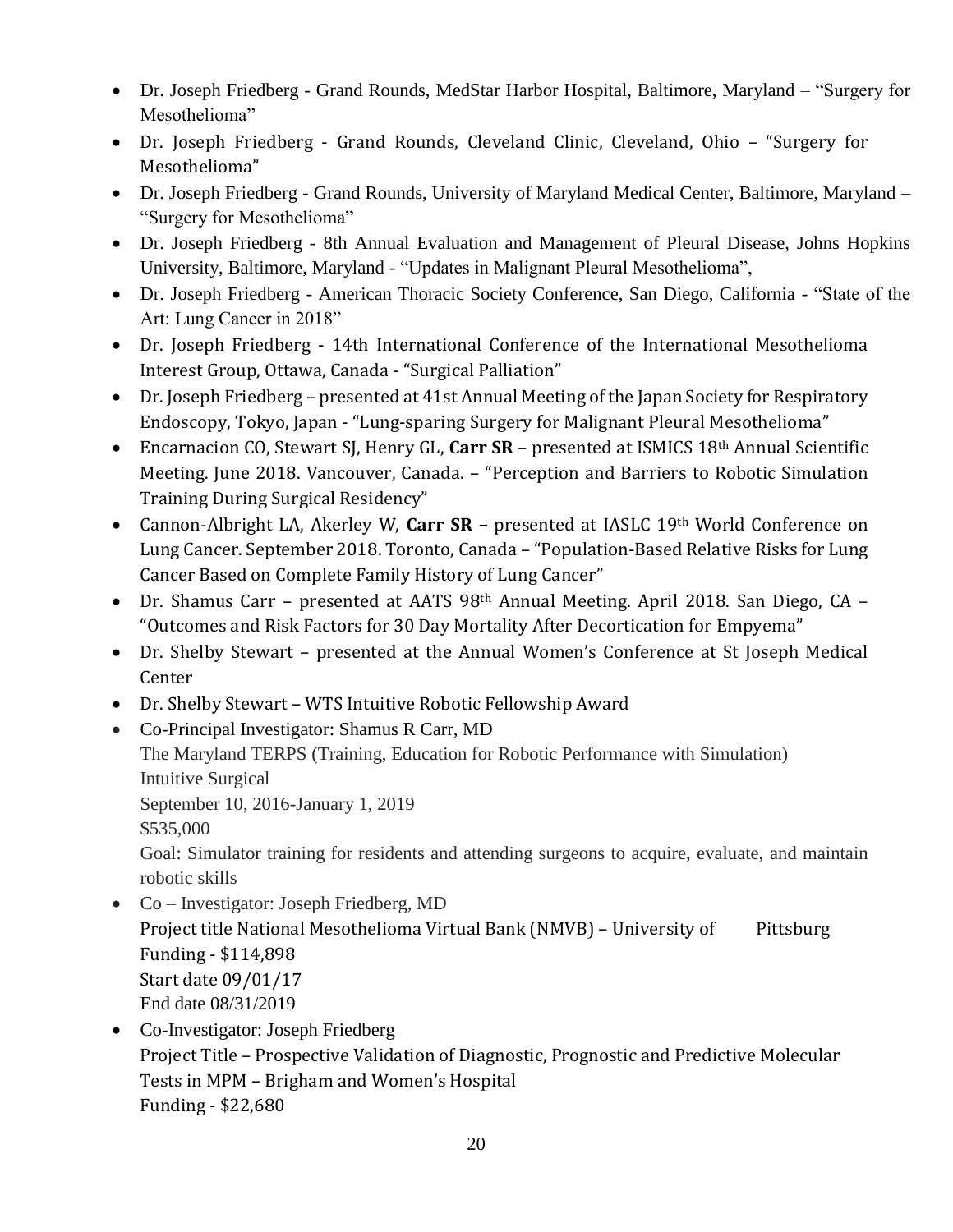- Dr. Joseph Friedberg - Grand Rounds, MedStar Harbor Hospital, Baltimore, Maryland – "Surgery for Mesothelioma"
- Dr. Joseph Friedberg - Grand Rounds, Cleveland Clinic, Cleveland, Ohio – "Surgery for Mesothelioma"
- Dr. Joseph Friedberg - Grand Rounds, University of Maryland Medical Center, Baltimore, Maryland – "Surgery for Mesothelioma"
- Dr. Joseph Friedberg - 8th Annual Evaluation and Management of Pleural Disease, Johns Hopkins University, Baltimore, Maryland - "Updates in Malignant Pleural Mesothelioma",
- Dr. Joseph Friedberg - American Thoracic Society Conference, San Diego, California - "State of the Art: Lung Cancer in 2018"
- Dr. Joseph Friedberg - 14th International Conference of the International Mesothelioma Interest Group, Ottawa, Canada - "Surgical Palliation"
- Dr. Joseph Friedberg – presented at 41st Annual Meeting of the Japan Society for Respiratory Endoscopy, Tokyo, Japan - "Lung-sparing Surgery for Malignant Pleural Mesothelioma"
- Encarnacion CO, Stewart SJ, Henry GL, **Carr SR** – presented at ISMICS 18th Annual Scientific Meeting. June 2018. Vancouver, Canada. – "Perception and Barriers to Robotic Simulation Training During Surgical Residency"
- Cannon-Albright LA, Akerley W, **Carr SR –** presented at IASLC 19th World Conference on Lung Cancer. September 2018. Toronto, Canada – "Population-Based Relative Risks for Lung Cancer Based on Complete Family History of Lung Cancer"
- Dr. Shamus Carr – presented at AATS 98th Annual Meeting. April 2018. San Diego, CA – "Outcomes and Risk Factors for 30 Day Mortality After Decortication for Empyema"
- Dr. Shelby Stewart – presented at the Annual Women's Conference at St Joseph Medical Center
- Dr. Shelby Stewart – WTS Intuitive Robotic Fellowship Award
- Co-Principal Investigator: Shamus R Carr, MD
  The Maryland TERPS (Training, Education for Robotic Performance with Simulation)
  Intuitive Surgical
  September 10, 2016-January 1, 2019
  $535,000
  Goal: Simulator training for residents and attending surgeons to acquire, evaluate, and maintain robotic skills
- Co – Investigator: Joseph Friedberg, MD
  Project title National Mesothelioma Virtual Bank (NMVB) – University of Pittsburg
  Funding - $114,898
  Start date 09/01/17
  End date 08/31/2019
- Co-Investigator: Joseph Friedberg
  Project Title – Prospective Validation of Diagnostic, Prognostic and Predictive Molecular Tests in MPM – Brigham and Women's Hospital
  Funding - $22,680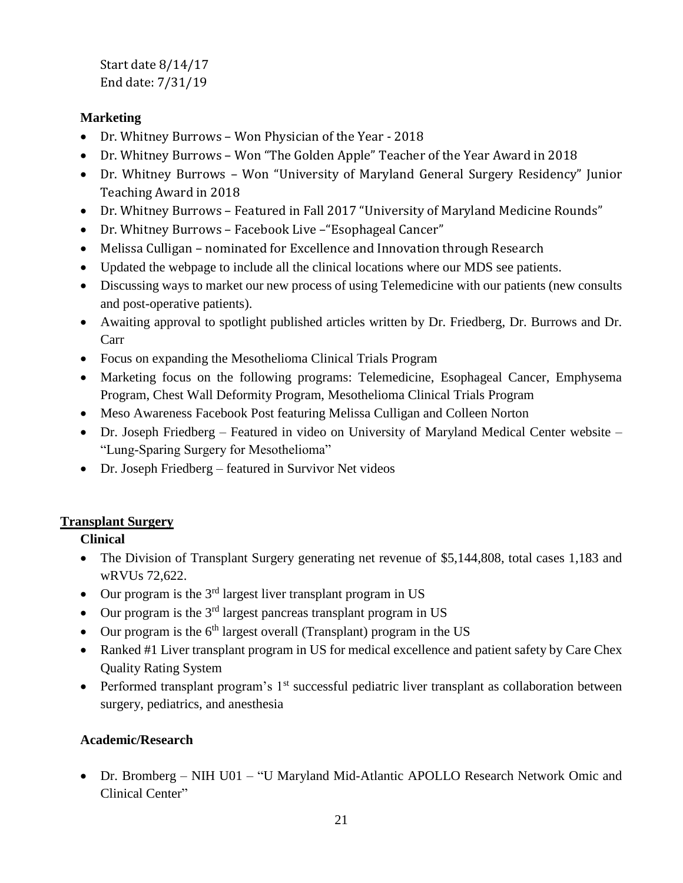Start date 8/14/17
End date: 7/31/19

**Marketing**

- Dr. Whitney Burrows – Won Physician of the Year - 2018
- Dr. Whitney Burrows – Won "The Golden Apple" Teacher of the Year Award in 2018
- Dr. Whitney Burrows – Won "University of Maryland General Surgery Residency" Junior Teaching Award in 2018
- Dr. Whitney Burrows – Featured in Fall 2017 "University of Maryland Medicine Rounds"
- Dr. Whitney Burrows – Facebook Live –"Esophageal Cancer"
- Melissa Culligan – nominated for Excellence and Innovation through Research
- Updated the webpage to include all the clinical locations where our MDS see patients.
- Discussing ways to market our new process of using Telemedicine with our patients (new consults and post-operative patients).
- Awaiting approval to spotlight published articles written by Dr. Friedberg, Dr. Burrows and Dr. Carr
- Focus on expanding the Mesothelioma Clinical Trials Program
- Marketing focus on the following programs: Telemedicine, Esophageal Cancer, Emphysema Program, Chest Wall Deformity Program, Mesothelioma Clinical Trials Program
- Meso Awareness Facebook Post featuring Melissa Culligan and Colleen Norton
- Dr. Joseph Friedberg – Featured in video on University of Maryland Medical Center website – "Lung-Sparing Surgery for Mesothelioma"
- Dr. Joseph Friedberg – featured in Survivor Net videos

## Transplant Surgery

**Clinical**

- The Division of Transplant Surgery generating net revenue of $5,144,808, total cases 1,183 and wRVUs 72,622.
- Our program is the 3rd largest liver transplant program in US
- Our program is the 3rd largest pancreas transplant program in US
- Our program is the 6th largest overall (Transplant) program in the US
- Ranked #1 Liver transplant program in US for medical excellence and patient safety by Care Chex Quality Rating System
- Performed transplant program's 1st successful pediatric liver transplant as collaboration between surgery, pediatrics, and anesthesia

**Academic/Research**

- Dr. Bromberg – NIH U01 – "U Maryland Mid-Atlantic APOLLO Research Network Omic and Clinical Center"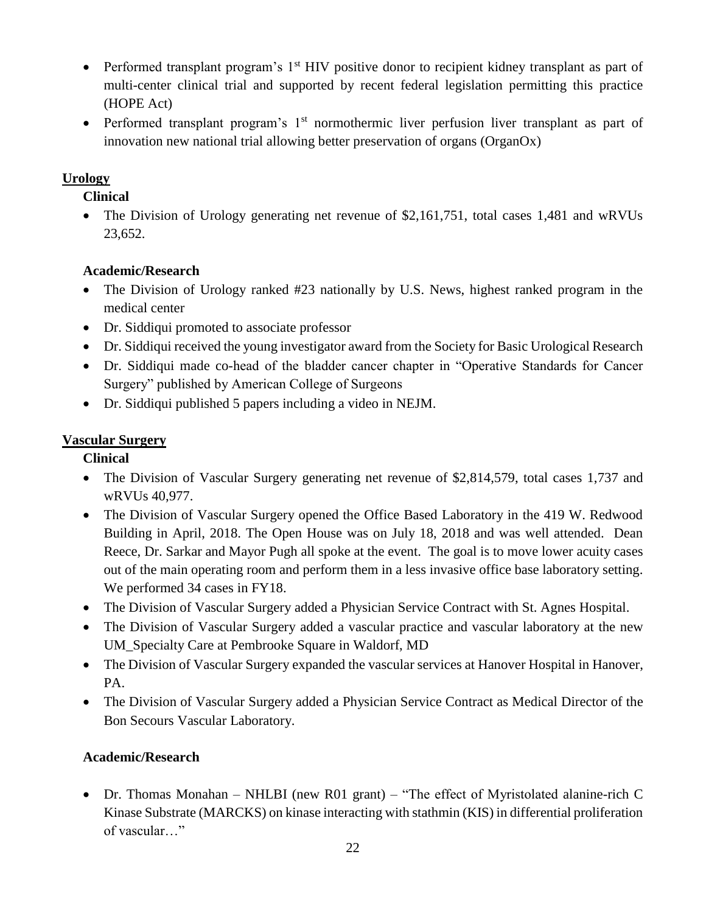- Performed transplant program's 1st HIV positive donor to recipient kidney transplant as part of multi-center clinical trial and supported by recent federal legislation permitting this practice (HOPE Act)
- Performed transplant program's 1st normothermic liver perfusion liver transplant as part of innovation new national trial allowing better preservation of organs (OrganOx)

## Urology

### Clinical

- The Division of Urology generating net revenue of $2,161,751, total cases 1,481 and wRVUs 23,652.

### Academic/Research

- The Division of Urology ranked #23 nationally by U.S. News, highest ranked program in the medical center
- Dr. Siddiqui promoted to associate professor
- Dr. Siddiqui received the young investigator award from the Society for Basic Urological Research
- Dr. Siddiqui made co-head of the bladder cancer chapter in "Operative Standards for Cancer Surgery" published by American College of Surgeons
- Dr. Siddiqui published 5 papers including a video in NEJM.

## Vascular Surgery

### Clinical

- The Division of Vascular Surgery generating net revenue of $2,814,579, total cases 1,737 and wRVUs 40,977.
- The Division of Vascular Surgery opened the Office Based Laboratory in the 419 W. Redwood Building in April, 2018. The Open House was on July 18, 2018 and was well attended. Dean Reece, Dr. Sarkar and Mayor Pugh all spoke at the event. The goal is to move lower acuity cases out of the main operating room and perform them in a less invasive office base laboratory setting. We performed 34 cases in FY18.
- The Division of Vascular Surgery added a Physician Service Contract with St. Agnes Hospital.
- The Division of Vascular Surgery added a vascular practice and vascular laboratory at the new UM_Specialty Care at Pembrooke Square in Waldorf, MD
- The Division of Vascular Surgery expanded the vascular services at Hanover Hospital in Hanover, PA.
- The Division of Vascular Surgery added a Physician Service Contract as Medical Director of the Bon Secours Vascular Laboratory.

### Academic/Research

- Dr. Thomas Monahan – NHLBI (new R01 grant) – "The effect of Myristolated alanine-rich C Kinase Substrate (MARCKS) on kinase interacting with stathmin (KIS) in differential proliferation of vascular…"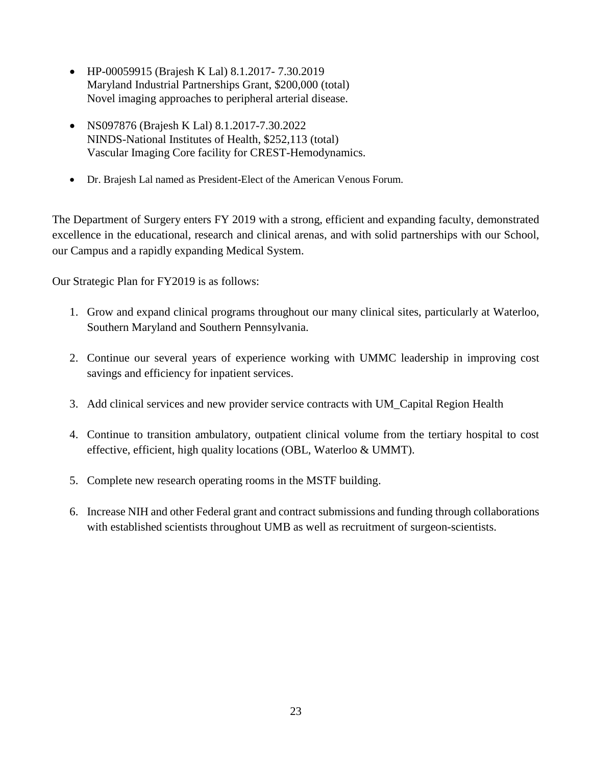- HP-00059915 (Brajesh K Lal) 8.1.2017- 7.30.2019
  Maryland Industrial Partnerships Grant, $200,000 (total)
  Novel imaging approaches to peripheral arterial disease.

- NS097876 (Brajesh K Lal) 8.1.2017-7.30.2022
  NINDS-National Institutes of Health, $252,113 (total)
  Vascular Imaging Core facility for CREST-Hemodynamics.

- Dr. Brajesh Lal named as President-Elect of the American Venous Forum.

The Department of Surgery enters FY 2019 with a strong, efficient and expanding faculty, demonstrated excellence in the educational, research and clinical arenas, and with solid partnerships with our School, our Campus and a rapidly expanding Medical System.

Our Strategic Plan for FY2019 is as follows:

1. Grow and expand clinical programs throughout our many clinical sites, particularly at Waterloo, Southern Maryland and Southern Pennsylvania.
2. Continue our several years of experience working with UMMC leadership in improving cost savings and efficiency for inpatient services.
3. Add clinical services and new provider service contracts with UM_Capital Region Health
4. Continue to transition ambulatory, outpatient clinical volume from the tertiary hospital to cost effective, efficient, high quality locations (OBL, Waterloo & UMMT).
5. Complete new research operating rooms in the MSTF building.
6. Increase NIH and other Federal grant and contract submissions and funding through collaborations with established scientists throughout UMB as well as recruitment of surgeon-scientists.